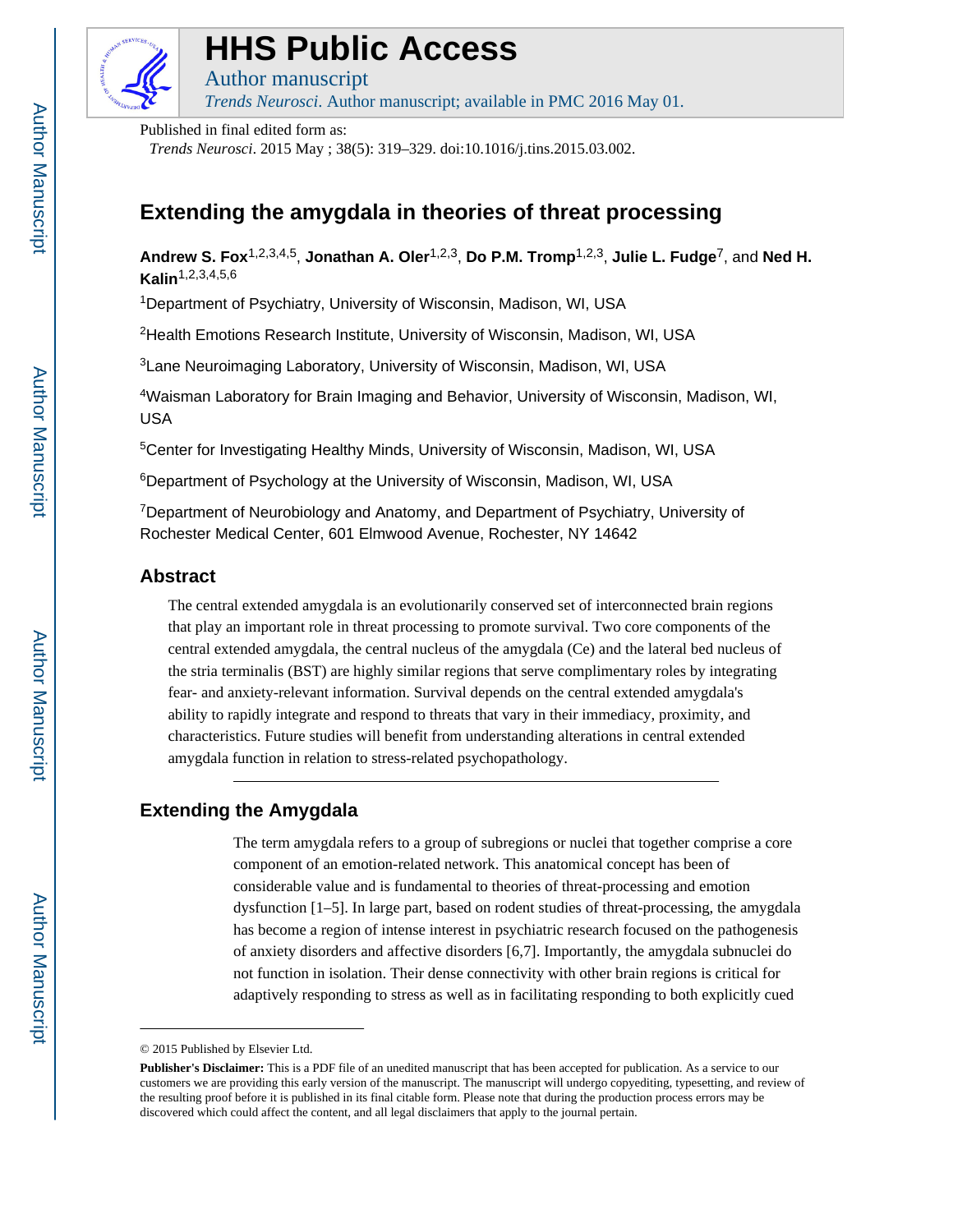# HHS Public Access

Author manuscript

*Trends Neurosci*. Author manuscript; available in PMC 2016 May 01.

Published in final edited form as:

*Trends Neurosci*. 2015 May ; 38(5): 319–329. doi:10.1016/j.tins.2015.03.002.

# Extending the amygdala in theories of threat processing

**Andrew S. Fox**[1,2,3,4,5], **Jonathan A. Oler**[1,2,3], **Do P.M. Tromp**[1,2,3], **Julie L. Fudge**[7], and **Ned H. Kalin**[1,2,3,4,5,6]

[1]Department of Psychiatry, University of Wisconsin, Madison, WI, USA

[2]Health Emotions Research Institute, University of Wisconsin, Madison, WI, USA

[3]Lane Neuroimaging Laboratory, University of Wisconsin, Madison, WI, USA

[4]Waisman Laboratory for Brain Imaging and Behavior, University of Wisconsin, Madison, WI, USA

[5]Center for Investigating Healthy Minds, University of Wisconsin, Madison, WI, USA

[6]Department of Psychology at the University of Wisconsin, Madison, WI, USA

[7]Department of Neurobiology and Anatomy, and Department of Psychiatry, University of Rochester Medical Center, 601 Elmwood Avenue, Rochester, NY 14642

## Abstract

The central extended amygdala is an evolutionarily conserved set of interconnected brain regions that play an important role in threat processing to promote survival. Two core components of the central extended amygdala, the central nucleus of the amygdala (Ce) and the lateral bed nucleus of the stria terminalis (BST) are highly similar regions that serve complimentary roles by integrating fear- and anxiety-relevant information. Survival depends on the central extended amygdala's ability to rapidly integrate and respond to threats that vary in their immediacy, proximity, and characteristics. Future studies will benefit from understanding alterations in central extended amygdala function in relation to stress-related psychopathology.

## Extending the Amygdala

The term amygdala refers to a group of subregions or nuclei that together comprise a core component of an emotion-related network. This anatomical concept has been of considerable value and is fundamental to theories of threat-processing and emotion dysfunction [1–5]. In large part, based on rodent studies of threat-processing, the amygdala has become a region of intense interest in psychiatric research focused on the pathogenesis of anxiety disorders and affective disorders [6,7]. Importantly, the amygdala subnuclei do not function in isolation. Their dense connectivity with other brain regions is critical for adaptively responding to stress as well as in facilitating responding to both explicitly cued

© 2015 Published by Elsevier Ltd.

**Publisher's Disclaimer:** This is a PDF file of an unedited manuscript that has been accepted for publication. As a service to our customers we are providing this early version of the manuscript. The manuscript will undergo copyediting, typesetting, and review of the resulting proof before it is published in its final citable form. Please note that during the production process errors may be discovered which could affect the content, and all legal disclaimers that apply to the journal pertain.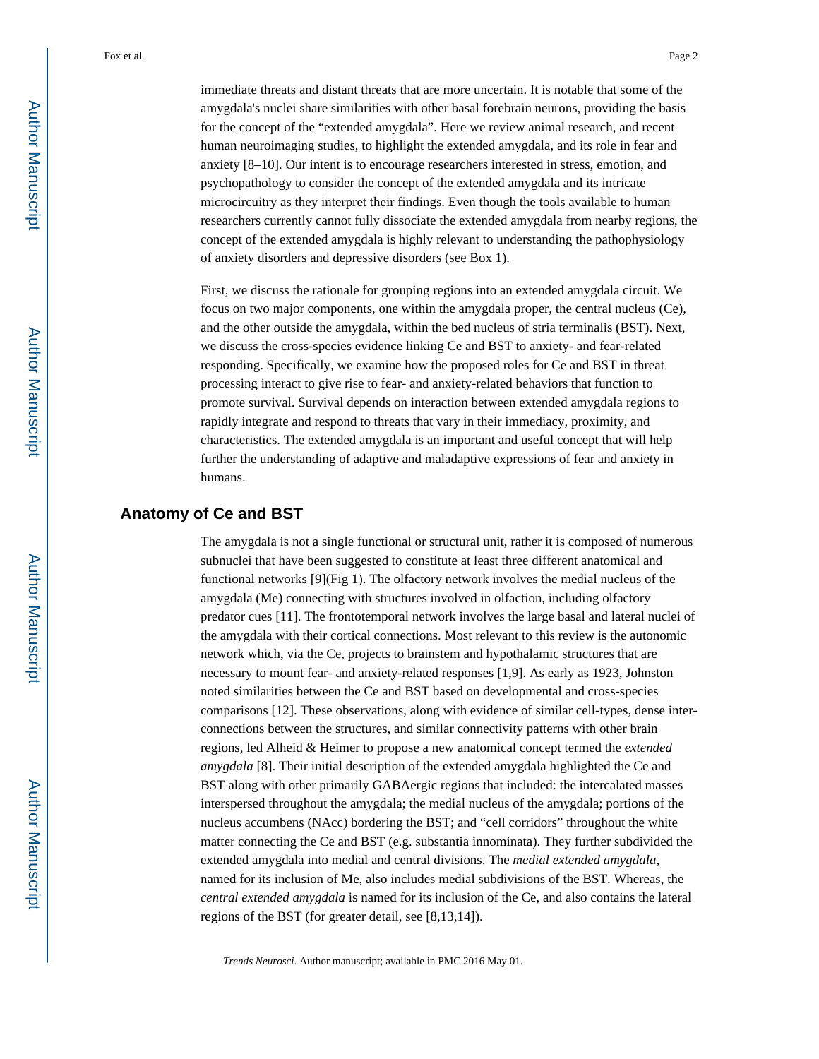immediate threats and distant threats that are more uncertain. It is notable that some of the amygdala's nuclei share similarities with other basal forebrain neurons, providing the basis for the concept of the "extended amygdala". Here we review animal research, and recent human neuroimaging studies, to highlight the extended amygdala, and its role in fear and anxiety [8–10]. Our intent is to encourage researchers interested in stress, emotion, and psychopathology to consider the concept of the extended amygdala and its intricate microcircuitry as they interpret their findings. Even though the tools available to human researchers currently cannot fully dissociate the extended amygdala from nearby regions, the concept of the extended amygdala is highly relevant to understanding the pathophysiology of anxiety disorders and depressive disorders (see Box 1).

First, we discuss the rationale for grouping regions into an extended amygdala circuit. We focus on two major components, one within the amygdala proper, the central nucleus (Ce), and the other outside the amygdala, within the bed nucleus of stria terminalis (BST). Next, we discuss the cross-species evidence linking Ce and BST to anxiety- and fear-related responding. Specifically, we examine how the proposed roles for Ce and BST in threat processing interact to give rise to fear- and anxiety-related behaviors that function to promote survival. Survival depends on interaction between extended amygdala regions to rapidly integrate and respond to threats that vary in their immediacy, proximity, and characteristics. The extended amygdala is an important and useful concept that will help further the understanding of adaptive and maladaptive expressions of fear and anxiety in humans.

## Anatomy of Ce and BST

The amygdala is not a single functional or structural unit, rather it is composed of numerous subnuclei that have been suggested to constitute at least three different anatomical and functional networks [9](Fig 1). The olfactory network involves the medial nucleus of the amygdala (Me) connecting with structures involved in olfaction, including olfactory predator cues [11]. The frontotemporal network involves the large basal and lateral nuclei of the amygdala with their cortical connections. Most relevant to this review is the autonomic network which, via the Ce, projects to brainstem and hypothalamic structures that are necessary to mount fear- and anxiety-related responses [1,9]. As early as 1923, Johnston noted similarities between the Ce and BST based on developmental and cross-species comparisons [12]. These observations, along with evidence of similar cell-types, dense inter-connections between the structures, and similar connectivity patterns with other brain regions, led Alheid & Heimer to propose a new anatomical concept termed the *extended amygdala* [8]. Their initial description of the extended amygdala highlighted the Ce and BST along with other primarily GABAergic regions that included: the intercalated masses interspersed throughout the amygdala; the medial nucleus of the amygdala; portions of the nucleus accumbens (NAcc) bordering the BST; and "cell corridors" throughout the white matter connecting the Ce and BST (e.g. substantia innominata). They further subdivided the extended amygdala into medial and central divisions. The *medial extended amygdala*, named for its inclusion of Me, also includes medial subdivisions of the BST. Whereas, the *central extended amygdala* is named for its inclusion of the Ce, and also contains the lateral regions of the BST (for greater detail, see [8,13,14]).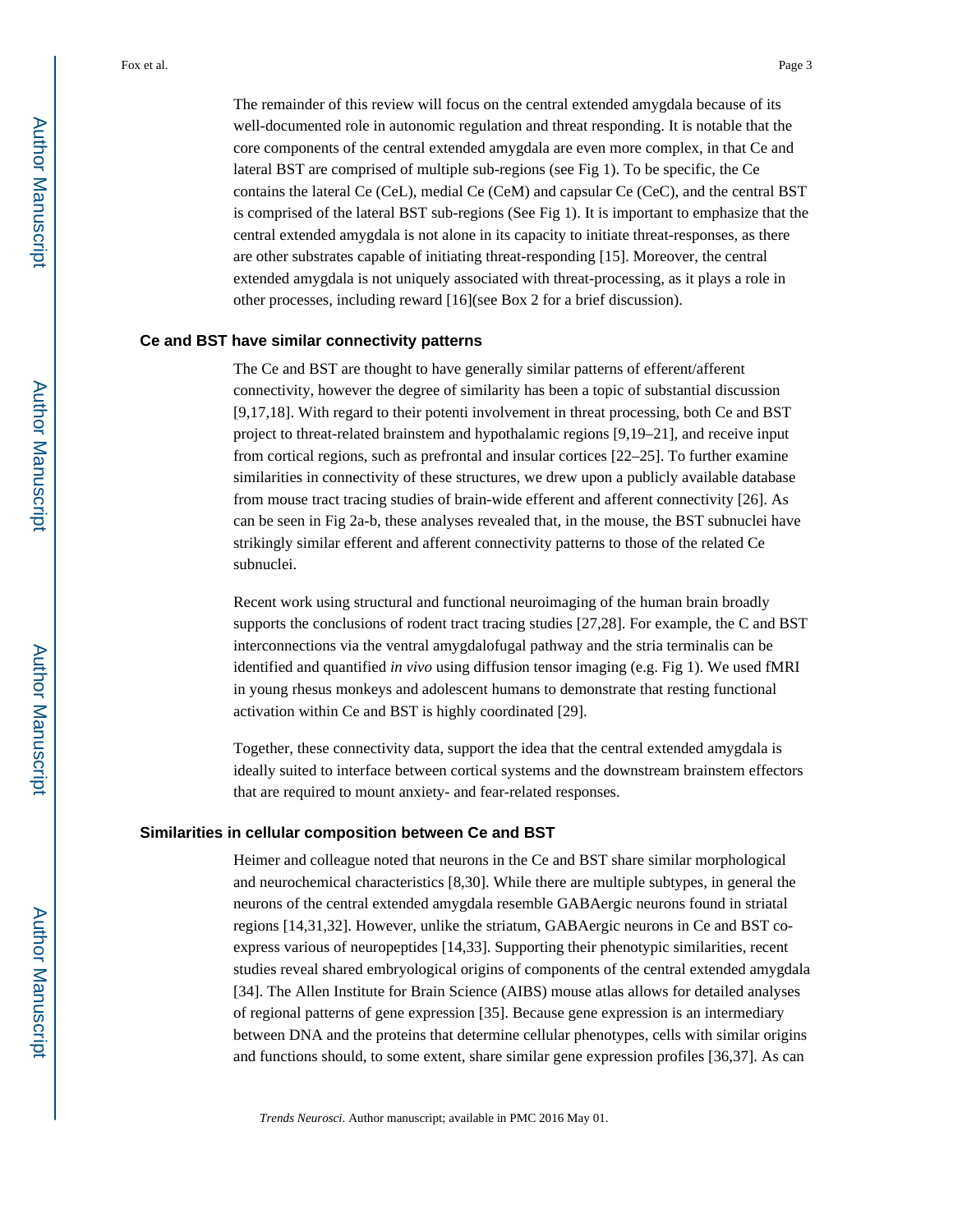The remainder of this review will focus on the central extended amygdala because of its well-documented role in autonomic regulation and threat responding. It is notable that the core components of the central extended amygdala are even more complex, in that Ce and lateral BST are comprised of multiple sub-regions (see Fig 1). To be specific, the Ce contains the lateral Ce (CeL), medial Ce (CeM) and capsular Ce (CeC), and the central BST is comprised of the lateral BST sub-regions (See Fig 1). It is important to emphasize that the central extended amygdala is not alone in its capacity to initiate threat-responses, as there are other substrates capable of initiating threat-responding [15]. Moreover, the central extended amygdala is not uniquely associated with threat-processing, as it plays a role in other processes, including reward [16](see Box 2 for a brief discussion).

### Ce and BST have similar connectivity patterns

The Ce and BST are thought to have generally similar patterns of efferent/afferent connectivity, however the degree of similarity has been a topic of substantial discussion [9,17,18]. With regard to their potenti involvement in threat processing, both Ce and BST project to threat-related brainstem and hypothalamic regions [9,19–21], and receive input from cortical regions, such as prefrontal and insular cortices [22–25]. To further examine similarities in connectivity of these structures, we drew upon a publicly available database from mouse tract tracing studies of brain-wide efferent and afferent connectivity [26]. As can be seen in Fig 2a-b, these analyses revealed that, in the mouse, the BST subnuclei have strikingly similar efferent and afferent connectivity patterns to those of the related Ce subnuclei.

Recent work using structural and functional neuroimaging of the human brain broadly supports the conclusions of rodent tract tracing studies [27,28]. For example, the C and BST interconnections via the ventral amygdalofugal pathway and the stria terminalis can be identified and quantified *in vivo* using diffusion tensor imaging (e.g. Fig 1). We used fMRI in young rhesus monkeys and adolescent humans to demonstrate that resting functional activation within Ce and BST is highly coordinated [29].

Together, these connectivity data, support the idea that the central extended amygdala is ideally suited to interface between cortical systems and the downstream brainstem effectors that are required to mount anxiety- and fear-related responses.

### Similarities in cellular composition between Ce and BST

Heimer and colleague noted that neurons in the Ce and BST share similar morphological and neurochemical characteristics [8,30]. While there are multiple subtypes, in general the neurons of the central extended amygdala resemble GABAergic neurons found in striatal regions [14,31,32]. However, unlike the striatum, GABAergic neurons in Ce and BST co-express various of neuropeptides [14,33]. Supporting their phenotypic similarities, recent studies reveal shared embryological origins of components of the central extended amygdala [34]. The Allen Institute for Brain Science (AIBS) mouse atlas allows for detailed analyses of regional patterns of gene expression [35]. Because gene expression is an intermediary between DNA and the proteins that determine cellular phenotypes, cells with similar origins and functions should, to some extent, share similar gene expression profiles [36,37]. As can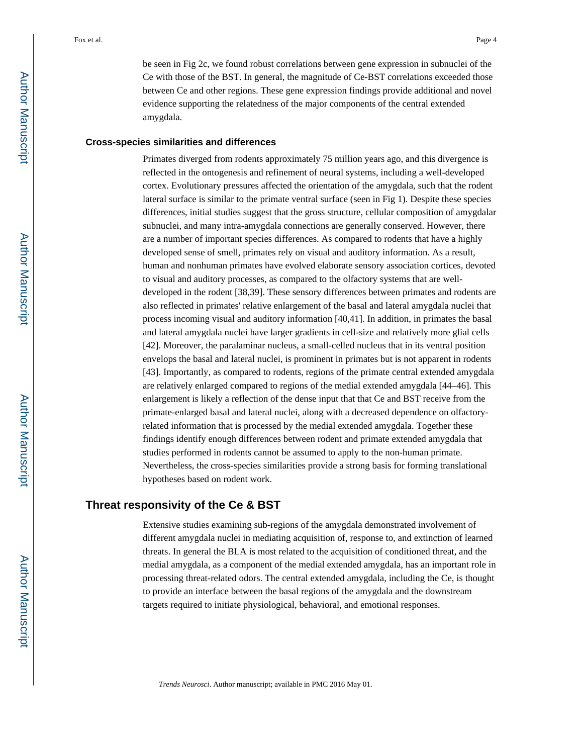be seen in Fig 2c, we found robust correlations between gene expression in subnuclei of the Ce with those of the BST. In general, the magnitude of Ce-BST correlations exceeded those between Ce and other regions. These gene expression findings provide additional and novel evidence supporting the relatedness of the major components of the central extended amygdala.

### Cross-species similarities and differences

Primates diverged from rodents approximately 75 million years ago, and this divergence is reflected in the ontogenesis and refinement of neural systems, including a well-developed cortex. Evolutionary pressures affected the orientation of the amygdala, such that the rodent lateral surface is similar to the primate ventral surface (seen in Fig 1). Despite these species differences, initial studies suggest that the gross structure, cellular composition of amygdalar subnuclei, and many intra-amygdala connections are generally conserved. However, there are a number of important species differences. As compared to rodents that have a highly developed sense of smell, primates rely on visual and auditory information. As a result, human and nonhuman primates have evolved elaborate sensory association cortices, devoted to visual and auditory processes, as compared to the olfactory systems that are well-developed in the rodent [38,39]. These sensory differences between primates and rodents are also reflected in primates' relative enlargement of the basal and lateral amygdala nuclei that process incoming visual and auditory information [40,41]. In addition, in primates the basal and lateral amygdala nuclei have larger gradients in cell-size and relatively more glial cells [42]. Moreover, the paralaminar nucleus, a small-celled nucleus that in its ventral position envelops the basal and lateral nuclei, is prominent in primates but is not apparent in rodents [43]. Importantly, as compared to rodents, regions of the primate central extended amygdala are relatively enlarged compared to regions of the medial extended amygdala [44–46]. This enlargement is likely a reflection of the dense input that that Ce and BST receive from the primate-enlarged basal and lateral nuclei, along with a decreased dependence on olfactory-related information that is processed by the medial extended amygdala. Together these findings identify enough differences between rodent and primate extended amygdala that studies performed in rodents cannot be assumed to apply to the non-human primate. Nevertheless, the cross-species similarities provide a strong basis for forming translational hypotheses based on rodent work.

## Threat responsivity of the Ce & BST

Extensive studies examining sub-regions of the amygdala demonstrated involvement of different amygdala nuclei in mediating acquisition of, response to, and extinction of learned threats. In general the BLA is most related to the acquisition of conditioned threat, and the medial amygdala, as a component of the medial extended amygdala, has an important role in processing threat-related odors. The central extended amygdala, including the Ce, is thought to provide an interface between the basal regions of the amygdala and the downstream targets required to initiate physiological, behavioral, and emotional responses.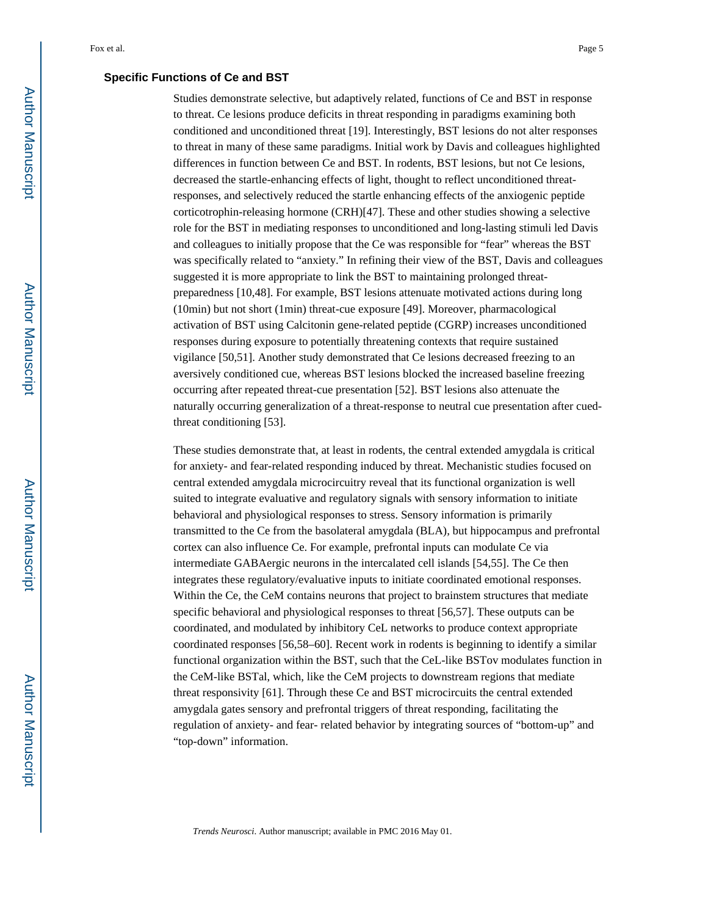### Specific Functions of Ce and BST

Studies demonstrate selective, but adaptively related, functions of Ce and BST in response to threat. Ce lesions produce deficits in threat responding in paradigms examining both conditioned and unconditioned threat [19]. Interestingly, BST lesions do not alter responses to threat in many of these same paradigms. Initial work by Davis and colleagues highlighted differences in function between Ce and BST. In rodents, BST lesions, but not Ce lesions, decreased the startle-enhancing effects of light, thought to reflect unconditioned threat-responses, and selectively reduced the startle enhancing effects of the anxiogenic peptide corticotrophin-releasing hormone (CRH)[47]. These and other studies showing a selective role for the BST in mediating responses to unconditioned and long-lasting stimuli led Davis and colleagues to initially propose that the Ce was responsible for "fear" whereas the BST was specifically related to "anxiety." In refining their view of the BST, Davis and colleagues suggested it is more appropriate to link the BST to maintaining prolonged threat-preparedness [10,48]. For example, BST lesions attenuate motivated actions during long (10min) but not short (1min) threat-cue exposure [49]. Moreover, pharmacological activation of BST using Calcitonin gene-related peptide (CGRP) increases unconditioned responses during exposure to potentially threatening contexts that require sustained vigilance [50,51]. Another study demonstrated that Ce lesions decreased freezing to an aversively conditioned cue, whereas BST lesions blocked the increased baseline freezing occurring after repeated threat-cue presentation [52]. BST lesions also attenuate the naturally occurring generalization of a threat-response to neutral cue presentation after cued-threat conditioning [53].

These studies demonstrate that, at least in rodents, the central extended amygdala is critical for anxiety- and fear-related responding induced by threat. Mechanistic studies focused on central extended amygdala microcircuitry reveal that its functional organization is well suited to integrate evaluative and regulatory signals with sensory information to initiate behavioral and physiological responses to stress. Sensory information is primarily transmitted to the Ce from the basolateral amygdala (BLA), but hippocampus and prefrontal cortex can also influence Ce. For example, prefrontal inputs can modulate Ce via intermediate GABAergic neurons in the intercalated cell islands [54,55]. The Ce then integrates these regulatory/evaluative inputs to initiate coordinated emotional responses. Within the Ce, the CeM contains neurons that project to brainstem structures that mediate specific behavioral and physiological responses to threat [56,57]. These outputs can be coordinated, and modulated by inhibitory CeL networks to produce context appropriate coordinated responses [56,58–60]. Recent work in rodents is beginning to identify a similar functional organization within the BST, such that the CeL-like BSTov modulates function in the CeM-like BSTal, which, like the CeM projects to downstream regions that mediate threat responsivity [61]. Through these Ce and BST microcircuits the central extended amygdala gates sensory and prefrontal triggers of threat responding, facilitating the regulation of anxiety- and fear- related behavior by integrating sources of "bottom-up" and "top-down" information.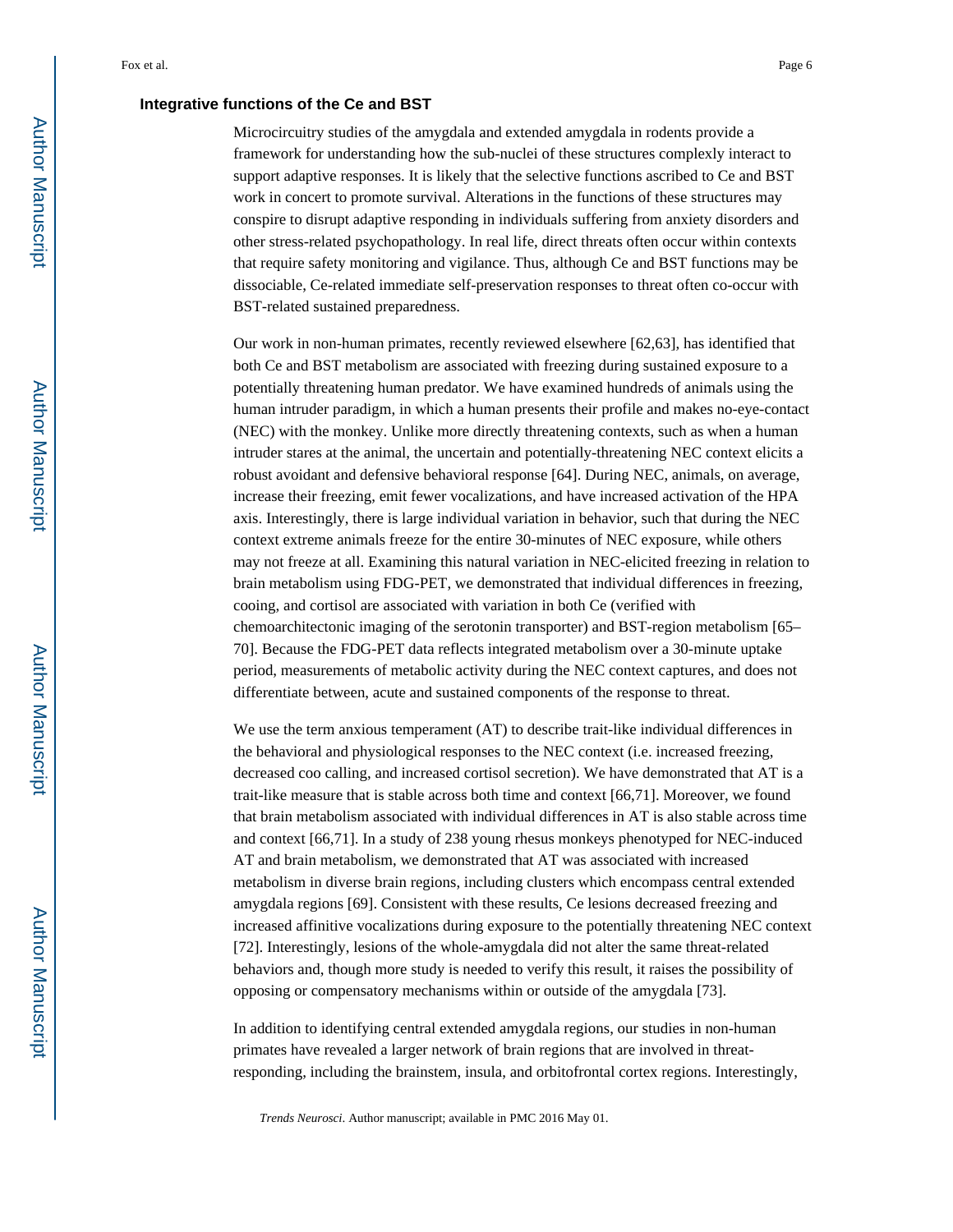### Integrative functions of the Ce and BST

Microcircuitry studies of the amygdala and extended amygdala in rodents provide a framework for understanding how the sub-nuclei of these structures complexly interact to support adaptive responses. It is likely that the selective functions ascribed to Ce and BST work in concert to promote survival. Alterations in the functions of these structures may conspire to disrupt adaptive responding in individuals suffering from anxiety disorders and other stress-related psychopathology. In real life, direct threats often occur within contexts that require safety monitoring and vigilance. Thus, although Ce and BST functions may be dissociable, Ce-related immediate self-preservation responses to threat often co-occur with BST-related sustained preparedness.

Our work in non-human primates, recently reviewed elsewhere [62,63], has identified that both Ce and BST metabolism are associated with freezing during sustained exposure to a potentially threatening human predator. We have examined hundreds of animals using the human intruder paradigm, in which a human presents their profile and makes no-eye-contact (NEC) with the monkey. Unlike more directly threatening contexts, such as when a human intruder stares at the animal, the uncertain and potentially-threatening NEC context elicits a robust avoidant and defensive behavioral response [64]. During NEC, animals, on average, increase their freezing, emit fewer vocalizations, and have increased activation of the HPA axis. Interestingly, there is large individual variation in behavior, such that during the NEC context extreme animals freeze for the entire 30-minutes of NEC exposure, while others may not freeze at all. Examining this natural variation in NEC-elicited freezing in relation to brain metabolism using FDG-PET, we demonstrated that individual differences in freezing, cooing, and cortisol are associated with variation in both Ce (verified with chemoarchitectonic imaging of the serotonin transporter) and BST-region metabolism [65–70]. Because the FDG-PET data reflects integrated metabolism over a 30-minute uptake period, measurements of metabolic activity during the NEC context captures, and does not differentiate between, acute and sustained components of the response to threat.

We use the term anxious temperament (AT) to describe trait-like individual differences in the behavioral and physiological responses to the NEC context (i.e. increased freezing, decreased coo calling, and increased cortisol secretion). We have demonstrated that AT is a trait-like measure that is stable across both time and context [66,71]. Moreover, we found that brain metabolism associated with individual differences in AT is also stable across time and context [66,71]. In a study of 238 young rhesus monkeys phenotyped for NEC-induced AT and brain metabolism, we demonstrated that AT was associated with increased metabolism in diverse brain regions, including clusters which encompass central extended amygdala regions [69]. Consistent with these results, Ce lesions decreased freezing and increased affinitive vocalizations during exposure to the potentially threatening NEC context [72]. Interestingly, lesions of the whole-amygdala did not alter the same threat-related behaviors and, though more study is needed to verify this result, it raises the possibility of opposing or compensatory mechanisms within or outside of the amygdala [73].

In addition to identifying central extended amygdala regions, our studies in non-human primates have revealed a larger network of brain regions that are involved in threat-responding, including the brainstem, insula, and orbitofrontal cortex regions. Interestingly,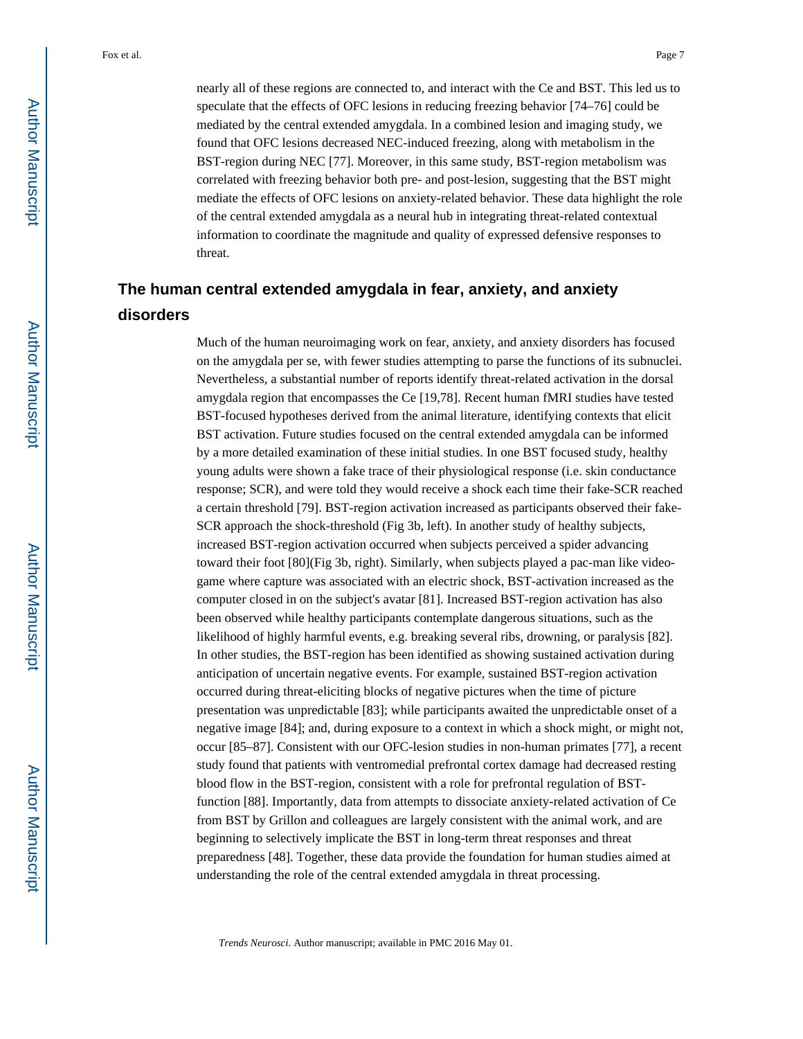nearly all of these regions are connected to, and interact with the Ce and BST. This led us to speculate that the effects of OFC lesions in reducing freezing behavior [74–76] could be mediated by the central extended amygdala. In a combined lesion and imaging study, we found that OFC lesions decreased NEC-induced freezing, along with metabolism in the BST-region during NEC [77]. Moreover, in this same study, BST-region metabolism was correlated with freezing behavior both pre- and post-lesion, suggesting that the BST might mediate the effects of OFC lesions on anxiety-related behavior. These data highlight the role of the central extended amygdala as a neural hub in integrating threat-related contextual information to coordinate the magnitude and quality of expressed defensive responses to threat.

## The human central extended amygdala in fear, anxiety, and anxiety disorders

Much of the human neuroimaging work on fear, anxiety, and anxiety disorders has focused on the amygdala per se, with fewer studies attempting to parse the functions of its subnuclei. Nevertheless, a substantial number of reports identify threat-related activation in the dorsal amygdala region that encompasses the Ce [19,78]. Recent human fMRI studies have tested BST-focused hypotheses derived from the animal literature, identifying contexts that elicit BST activation. Future studies focused on the central extended amygdala can be informed by a more detailed examination of these initial studies. In one BST focused study, healthy young adults were shown a fake trace of their physiological response (i.e. skin conductance response; SCR), and were told they would receive a shock each time their fake-SCR reached a certain threshold [79]. BST-region activation increased as participants observed their fake-SCR approach the shock-threshold (Fig 3b, left). In another study of healthy subjects, increased BST-region activation occurred when subjects perceived a spider advancing toward their foot [80](Fig 3b, right). Similarly, when subjects played a pac-man like video-game where capture was associated with an electric shock, BST-activation increased as the computer closed in on the subject's avatar [81]. Increased BST-region activation has also been observed while healthy participants contemplate dangerous situations, such as the likelihood of highly harmful events, e.g. breaking several ribs, drowning, or paralysis [82]. In other studies, the BST-region has been identified as showing sustained activation during anticipation of uncertain negative events. For example, sustained BST-region activation occurred during threat-eliciting blocks of negative pictures when the time of picture presentation was unpredictable [83]; while participants awaited the unpredictable onset of a negative image [84]; and, during exposure to a context in which a shock might, or might not, occur [85–87]. Consistent with our OFC-lesion studies in non-human primates [77], a recent study found that patients with ventromedial prefrontal cortex damage had decreased resting blood flow in the BST-region, consistent with a role for prefrontal regulation of BST-function [88]. Importantly, data from attempts to dissociate anxiety-related activation of Ce from BST by Grillon and colleagues are largely consistent with the animal work, and are beginning to selectively implicate the BST in long-term threat responses and threat preparedness [48]. Together, these data provide the foundation for human studies aimed at understanding the role of the central extended amygdala in threat processing.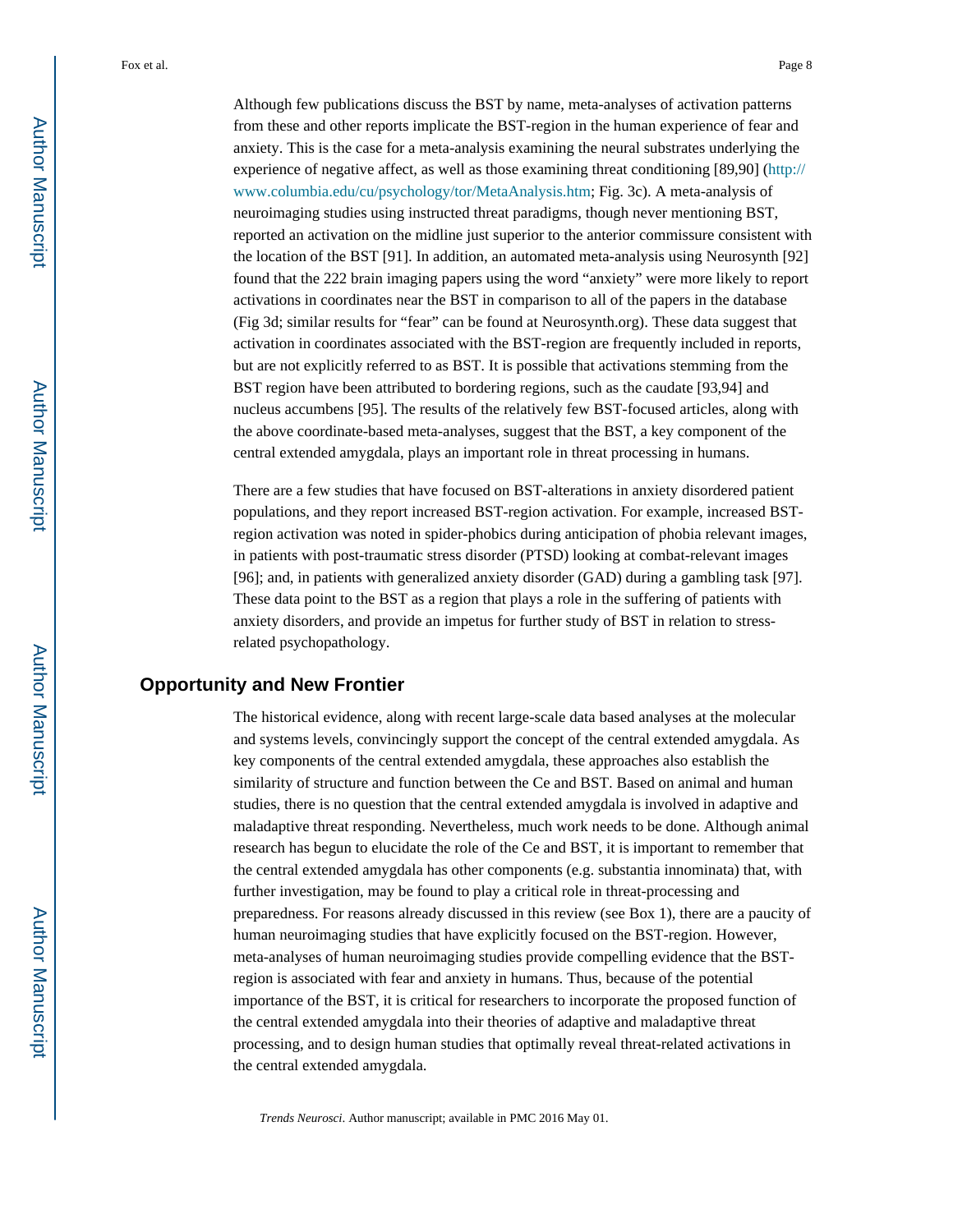Although few publications discuss the BST by name, meta-analyses of activation patterns from these and other reports implicate the BST-region in the human experience of fear and anxiety. This is the case for a meta-analysis examining the neural substrates underlying the experience of negative affect, as well as those examining threat conditioning [89,90] (http://www.columbia.edu/cu/psychology/tor/MetaAnalysis.htm; Fig. 3c). A meta-analysis of neuroimaging studies using instructed threat paradigms, though never mentioning BST, reported an activation on the midline just superior to the anterior commissure consistent with the location of the BST [91]. In addition, an automated meta-analysis using Neurosynth [92] found that the 222 brain imaging papers using the word "anxiety" were more likely to report activations in coordinates near the BST in comparison to all of the papers in the database (Fig 3d; similar results for "fear" can be found at Neurosynth.org). These data suggest that activation in coordinates associated with the BST-region are frequently included in reports, but are not explicitly referred to as BST. It is possible that activations stemming from the BST region have been attributed to bordering regions, such as the caudate [93,94] and nucleus accumbens [95]. The results of the relatively few BST-focused articles, along with the above coordinate-based meta-analyses, suggest that the BST, a key component of the central extended amygdala, plays an important role in threat processing in humans.

There are a few studies that have focused on BST-alterations in anxiety disordered patient populations, and they report increased BST-region activation. For example, increased BST-region activation was noted in spider-phobics during anticipation of phobia relevant images, in patients with post-traumatic stress disorder (PTSD) looking at combat-relevant images [96]; and, in patients with generalized anxiety disorder (GAD) during a gambling task [97]. These data point to the BST as a region that plays a role in the suffering of patients with anxiety disorders, and provide an impetus for further study of BST in relation to stress-related psychopathology.

## Opportunity and New Frontier

The historical evidence, along with recent large-scale data based analyses at the molecular and systems levels, convincingly support the concept of the central extended amygdala. As key components of the central extended amygdala, these approaches also establish the similarity of structure and function between the Ce and BST. Based on animal and human studies, there is no question that the central extended amygdala is involved in adaptive and maladaptive threat responding. Nevertheless, much work needs to be done. Although animal research has begun to elucidate the role of the Ce and BST, it is important to remember that the central extended amygdala has other components (e.g. substantia innominata) that, with further investigation, may be found to play a critical role in threat-processing and preparedness. For reasons already discussed in this review (see Box 1), there are a paucity of human neuroimaging studies that have explicitly focused on the BST-region. However, meta-analyses of human neuroimaging studies provide compelling evidence that the BST-region is associated with fear and anxiety in humans. Thus, because of the potential importance of the BST, it is critical for researchers to incorporate the proposed function of the central extended amygdala into their theories of adaptive and maladaptive threat processing, and to design human studies that optimally reveal threat-related activations in the central extended amygdala.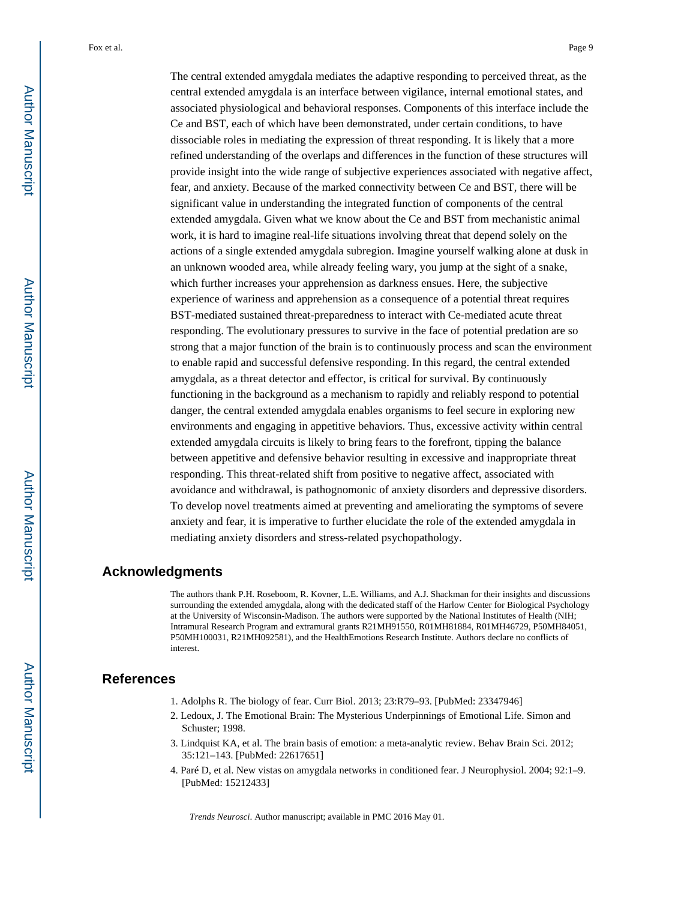The central extended amygdala mediates the adaptive responding to perceived threat, as the central extended amygdala is an interface between vigilance, internal emotional states, and associated physiological and behavioral responses. Components of this interface include the Ce and BST, each of which have been demonstrated, under certain conditions, to have dissociable roles in mediating the expression of threat responding. It is likely that a more refined understanding of the overlaps and differences in the function of these structures will provide insight into the wide range of subjective experiences associated with negative affect, fear, and anxiety. Because of the marked connectivity between Ce and BST, there will be significant value in understanding the integrated function of components of the central extended amygdala. Given what we know about the Ce and BST from mechanistic animal work, it is hard to imagine real-life situations involving threat that depend solely on the actions of a single extended amygdala subregion. Imagine yourself walking alone at dusk in an unknown wooded area, while already feeling wary, you jump at the sight of a snake, which further increases your apprehension as darkness ensues. Here, the subjective experience of wariness and apprehension as a consequence of a potential threat requires BST-mediated sustained threat-preparedness to interact with Ce-mediated acute threat responding. The evolutionary pressures to survive in the face of potential predation are so strong that a major function of the brain is to continuously process and scan the environment to enable rapid and successful defensive responding. In this regard, the central extended amygdala, as a threat detector and effector, is critical for survival. By continuously functioning in the background as a mechanism to rapidly and reliably respond to potential danger, the central extended amygdala enables organisms to feel secure in exploring new environments and engaging in appetitive behaviors. Thus, excessive activity within central extended amygdala circuits is likely to bring fears to the forefront, tipping the balance between appetitive and defensive behavior resulting in excessive and inappropriate threat responding. This threat-related shift from positive to negative affect, associated with avoidance and withdrawal, is pathognomonic of anxiety disorders and depressive disorders. To develop novel treatments aimed at preventing and ameliorating the symptoms of severe anxiety and fear, it is imperative to further elucidate the role of the extended amygdala in mediating anxiety disorders and stress-related psychopathology.

## Acknowledgments

The authors thank P.H. Roseboom, R. Kovner, L.E. Williams, and A.J. Shackman for their insights and discussions surrounding the extended amygdala, along with the dedicated staff of the Harlow Center for Biological Psychology at the University of Wisconsin-Madison. The authors were supported by the National Institutes of Health (NIH; Intramural Research Program and extramural grants R21MH91550, R01MH81884, R01MH46729, P50MH84051, P50MH100031, R21MH092581), and the HealthEmotions Research Institute. Authors declare no conflicts of interest.

## References

1. Adolphs R. The biology of fear. Curr Biol. 2013; 23:R79–93. [PubMed: 23347946]
2. Ledoux, J. The Emotional Brain: The Mysterious Underpinnings of Emotional Life. Simon and Schuster; 1998.
3. Lindquist KA, et al. The brain basis of emotion: a meta-analytic review. Behav Brain Sci. 2012; 35:121–143. [PubMed: 22617651]
4. Paré D, et al. New vistas on amygdala networks in conditioned fear. J Neurophysiol. 2004; 92:1–9. [PubMed: 15212433]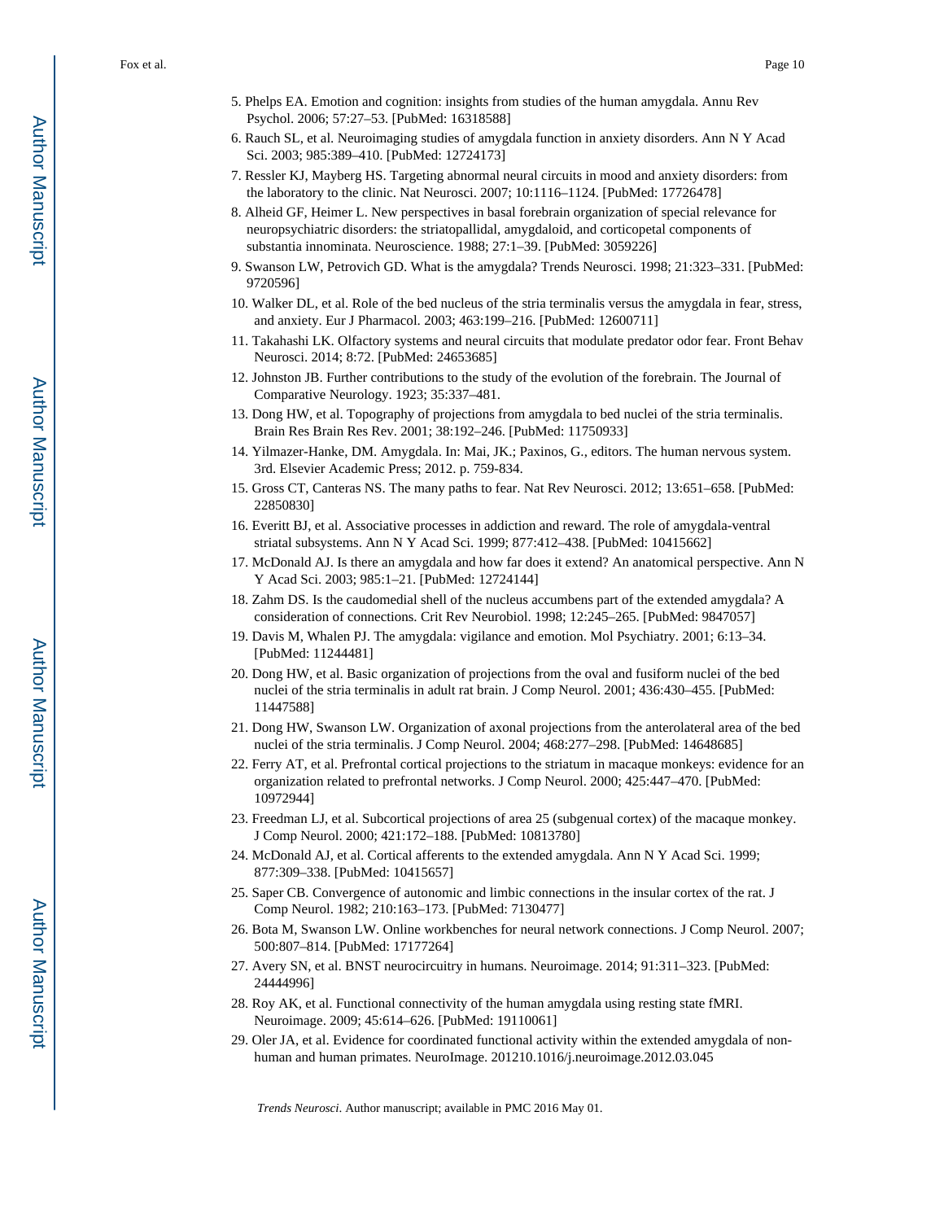5. Phelps EA. Emotion and cognition: insights from studies of the human amygdala. Annu Rev Psychol. 2006; 57:27–53. [PubMed: 16318588]
6. Rauch SL, et al. Neuroimaging studies of amygdala function in anxiety disorders. Ann N Y Acad Sci. 2003; 985:389–410. [PubMed: 12724173]
7. Ressler KJ, Mayberg HS. Targeting abnormal neural circuits in mood and anxiety disorders: from the laboratory to the clinic. Nat Neurosci. 2007; 10:1116–1124. [PubMed: 17726478]
8. Alheid GF, Heimer L. New perspectives in basal forebrain organization of special relevance for neuropsychiatric disorders: the striatopallidal, amygdaloid, and corticopetal components of substantia innominata. Neuroscience. 1988; 27:1–39. [PubMed: 3059226]
9. Swanson LW, Petrovich GD. What is the amygdala? Trends Neurosci. 1998; 21:323–331. [PubMed: 9720596]
10. Walker DL, et al. Role of the bed nucleus of the stria terminalis versus the amygdala in fear, stress, and anxiety. Eur J Pharmacol. 2003; 463:199–216. [PubMed: 12600711]
11. Takahashi LK. Olfactory systems and neural circuits that modulate predator odor fear. Front Behav Neurosci. 2014; 8:72. [PubMed: 24653685]
12. Johnston JB. Further contributions to the study of the evolution of the forebrain. The Journal of Comparative Neurology. 1923; 35:337–481.
13. Dong HW, et al. Topography of projections from amygdala to bed nuclei of the stria terminalis. Brain Res Brain Res Rev. 2001; 38:192–246. [PubMed: 11750933]
14. Yilmazer-Hanke, DM. Amygdala. In: Mai, JK.; Paxinos, G., editors. The human nervous system. 3rd. Elsevier Academic Press; 2012. p. 759-834.
15. Gross CT, Canteras NS. The many paths to fear. Nat Rev Neurosci. 2012; 13:651–658. [PubMed: 22850830]
16. Everitt BJ, et al. Associative processes in addiction and reward. The role of amygdala-ventral striatal subsystems. Ann N Y Acad Sci. 1999; 877:412–438. [PubMed: 10415662]
17. McDonald AJ. Is there an amygdala and how far does it extend? An anatomical perspective. Ann N Y Acad Sci. 2003; 985:1–21. [PubMed: 12724144]
18. Zahm DS. Is the caudomedial shell of the nucleus accumbens part of the extended amygdala? A consideration of connections. Crit Rev Neurobiol. 1998; 12:245–265. [PubMed: 9847057]
19. Davis M, Whalen PJ. The amygdala: vigilance and emotion. Mol Psychiatry. 2001; 6:13–34. [PubMed: 11244481]
20. Dong HW, et al. Basic organization of projections from the oval and fusiform nuclei of the bed nuclei of the stria terminalis in adult rat brain. J Comp Neurol. 2001; 436:430–455. [PubMed: 11447588]
21. Dong HW, Swanson LW. Organization of axonal projections from the anterolateral area of the bed nuclei of the stria terminalis. J Comp Neurol. 2004; 468:277–298. [PubMed: 14648685]
22. Ferry AT, et al. Prefrontal cortical projections to the striatum in macaque monkeys: evidence for an organization related to prefrontal networks. J Comp Neurol. 2000; 425:447–470. [PubMed: 10972944]
23. Freedman LJ, et al. Subcortical projections of area 25 (subgenual cortex) of the macaque monkey. J Comp Neurol. 2000; 421:172–188. [PubMed: 10813780]
24. McDonald AJ, et al. Cortical afferents to the extended amygdala. Ann N Y Acad Sci. 1999; 877:309–338. [PubMed: 10415657]
25. Saper CB. Convergence of autonomic and limbic connections in the insular cortex of the rat. J Comp Neurol. 1982; 210:163–173. [PubMed: 7130477]
26. Bota M, Swanson LW. Online workbenches for neural network connections. J Comp Neurol. 2007; 500:807–814. [PubMed: 17177264]
27. Avery SN, et al. BNST neurocircuitry in humans. Neuroimage. 2014; 91:311–323. [PubMed: 24444996]
28. Roy AK, et al. Functional connectivity of the human amygdala using resting state fMRI. Neuroimage. 2009; 45:614–626. [PubMed: 19110061]
29. Oler JA, et al. Evidence for coordinated functional activity within the extended amygdala of non-human and human primates. NeuroImage. 201210.1016/j.neuroimage.2012.03.045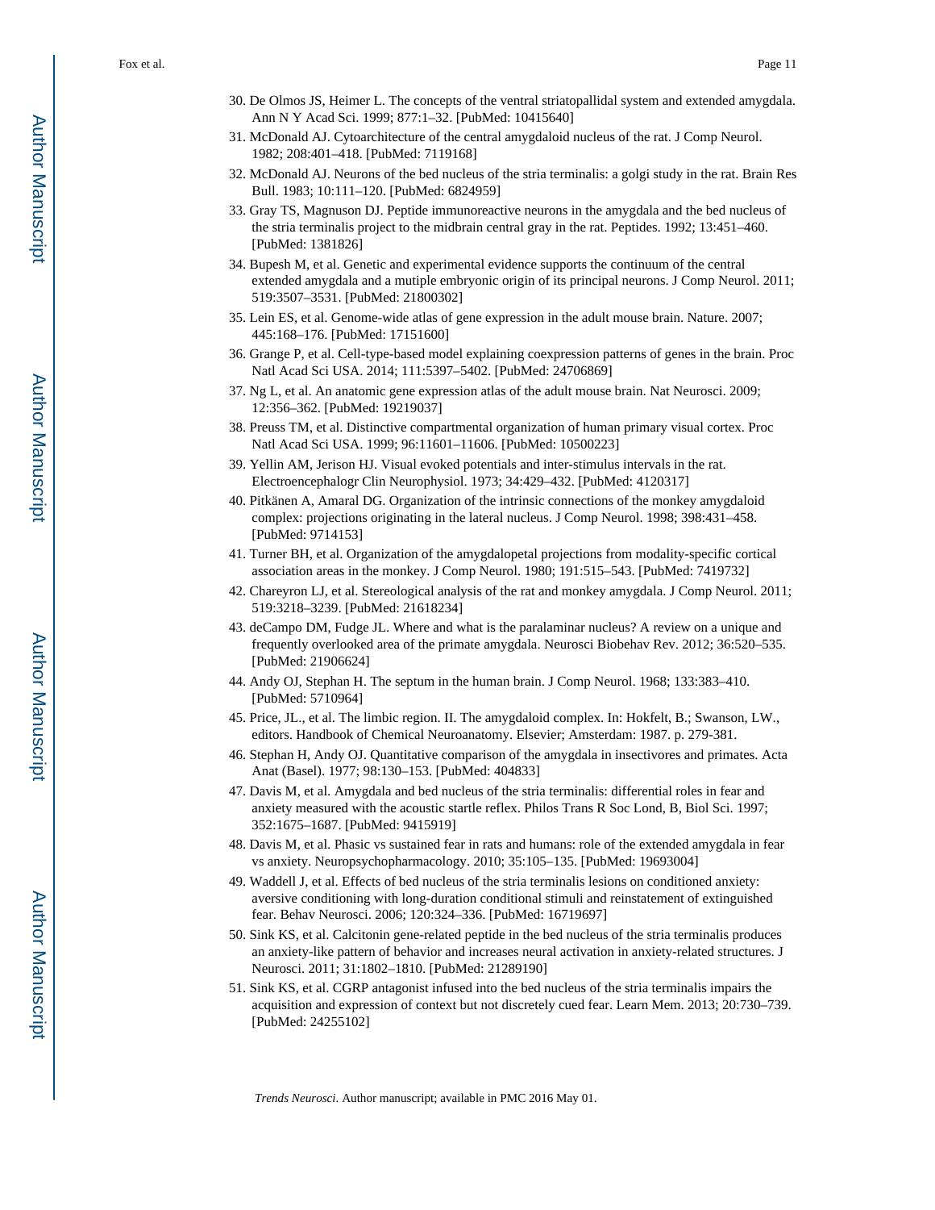30. De Olmos JS, Heimer L. The concepts of the ventral striatopallidal system and extended amygdala. Ann N Y Acad Sci. 1999; 877:1–32. [PubMed: 10415640]
31. McDonald AJ. Cytoarchitecture of the central amygdaloid nucleus of the rat. J Comp Neurol. 1982; 208:401–418. [PubMed: 7119168]
32. McDonald AJ. Neurons of the bed nucleus of the stria terminalis: a golgi study in the rat. Brain Res Bull. 1983; 10:111–120. [PubMed: 6824959]
33. Gray TS, Magnuson DJ. Peptide immunoreactive neurons in the amygdala and the bed nucleus of the stria terminalis project to the midbrain central gray in the rat. Peptides. 1992; 13:451–460. [PubMed: 1381826]
34. Bupesh M, et al. Genetic and experimental evidence supports the continuum of the central extended amygdala and a mutiple embryonic origin of its principal neurons. J Comp Neurol. 2011; 519:3507–3531. [PubMed: 21800302]
35. Lein ES, et al. Genome-wide atlas of gene expression in the adult mouse brain. Nature. 2007; 445:168–176. [PubMed: 17151600]
36. Grange P, et al. Cell-type-based model explaining coexpression patterns of genes in the brain. Proc Natl Acad Sci USA. 2014; 111:5397–5402. [PubMed: 24706869]
37. Ng L, et al. An anatomic gene expression atlas of the adult mouse brain. Nat Neurosci. 2009; 12:356–362. [PubMed: 19219037]
38. Preuss TM, et al. Distinctive compartmental organization of human primary visual cortex. Proc Natl Acad Sci USA. 1999; 96:11601–11606. [PubMed: 10500223]
39. Yellin AM, Jerison HJ. Visual evoked potentials and inter-stimulus intervals in the rat. Electroencephalogr Clin Neurophysiol. 1973; 34:429–432. [PubMed: 4120317]
40. Pitkänen A, Amaral DG. Organization of the intrinsic connections of the monkey amygdaloid complex: projections originating in the lateral nucleus. J Comp Neurol. 1998; 398:431–458. [PubMed: 9714153]
41. Turner BH, et al. Organization of the amygdalopetal projections from modality-specific cortical association areas in the monkey. J Comp Neurol. 1980; 191:515–543. [PubMed: 7419732]
42. Chareyron LJ, et al. Stereological analysis of the rat and monkey amygdala. J Comp Neurol. 2011; 519:3218–3239. [PubMed: 21618234]
43. deCampo DM, Fudge JL. Where and what is the paralaminar nucleus? A review on a unique and frequently overlooked area of the primate amygdala. Neurosci Biobehav Rev. 2012; 36:520–535. [PubMed: 21906624]
44. Andy OJ, Stephan H. The septum in the human brain. J Comp Neurol. 1968; 133:383–410. [PubMed: 5710964]
45. Price, JL., et al. The limbic region. II. The amygdaloid complex. In: Hokfelt, B.; Swanson, LW., editors. Handbook of Chemical Neuroanatomy. Elsevier; Amsterdam: 1987. p. 279-381.
46. Stephan H, Andy OJ. Quantitative comparison of the amygdala in insectivores and primates. Acta Anat (Basel). 1977; 98:130–153. [PubMed: 404833]
47. Davis M, et al. Amygdala and bed nucleus of the stria terminalis: differential roles in fear and anxiety measured with the acoustic startle reflex. Philos Trans R Soc Lond, B, Biol Sci. 1997; 352:1675–1687. [PubMed: 9415919]
48. Davis M, et al. Phasic vs sustained fear in rats and humans: role of the extended amygdala in fear vs anxiety. Neuropsychopharmacology. 2010; 35:105–135. [PubMed: 19693004]
49. Waddell J, et al. Effects of bed nucleus of the stria terminalis lesions on conditioned anxiety: aversive conditioning with long-duration conditional stimuli and reinstatement of extinguished fear. Behav Neurosci. 2006; 120:324–336. [PubMed: 16719697]
50. Sink KS, et al. Calcitonin gene-related peptide in the bed nucleus of the stria terminalis produces an anxiety-like pattern of behavior and increases neural activation in anxiety-related structures. J Neurosci. 2011; 31:1802–1810. [PubMed: 21289190]
51. Sink KS, et al. CGRP antagonist infused into the bed nucleus of the stria terminalis impairs the acquisition and expression of context but not discretely cued fear. Learn Mem. 2013; 20:730–739. [PubMed: 24255102]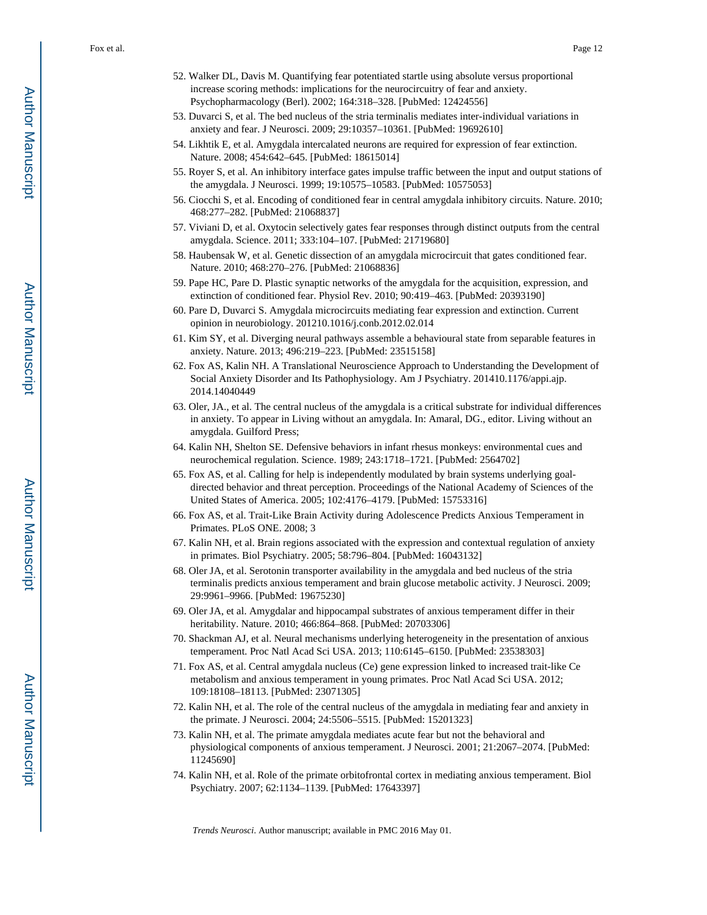52. Walker DL, Davis M. Quantifying fear potentiated startle using absolute versus proportional increase scoring methods: implications for the neurocircuitry of fear and anxiety. Psychopharmacology (Berl). 2002; 164:318–328. [PubMed: 12424556]
53. Duvarci S, et al. The bed nucleus of the stria terminalis mediates inter-individual variations in anxiety and fear. J Neurosci. 2009; 29:10357–10361. [PubMed: 19692610]
54. Likhtik E, et al. Amygdala intercalated neurons are required for expression of fear extinction. Nature. 2008; 454:642–645. [PubMed: 18615014]
55. Royer S, et al. An inhibitory interface gates impulse traffic between the input and output stations of the amygdala. J Neurosci. 1999; 19:10575–10583. [PubMed: 10575053]
56. Ciocchi S, et al. Encoding of conditioned fear in central amygdala inhibitory circuits. Nature. 2010; 468:277–282. [PubMed: 21068837]
57. Viviani D, et al. Oxytocin selectively gates fear responses through distinct outputs from the central amygdala. Science. 2011; 333:104–107. [PubMed: 21719680]
58. Haubensak W, et al. Genetic dissection of an amygdala microcircuit that gates conditioned fear. Nature. 2010; 468:270–276. [PubMed: 21068836]
59. Pape HC, Pare D. Plastic synaptic networks of the amygdala for the acquisition, expression, and extinction of conditioned fear. Physiol Rev. 2010; 90:419–463. [PubMed: 20393190]
60. Pare D, Duvarci S. Amygdala microcircuits mediating fear expression and extinction. Current opinion in neurobiology. 201210.1016/j.conb.2012.02.014
61. Kim SY, et al. Diverging neural pathways assemble a behavioural state from separable features in anxiety. Nature. 2013; 496:219–223. [PubMed: 23515158]
62. Fox AS, Kalin NH. A Translational Neuroscience Approach to Understanding the Development of Social Anxiety Disorder and Its Pathophysiology. Am J Psychiatry. 201410.1176/appi.ajp. 2014.14040449
63. Oler, JA., et al. The central nucleus of the amygdala is a critical substrate for individual differences in anxiety. To appear in Living without an amygdala. In: Amaral, DG., editor. Living without an amygdala. Guilford Press;
64. Kalin NH, Shelton SE. Defensive behaviors in infant rhesus monkeys: environmental cues and neurochemical regulation. Science. 1989; 243:1718–1721. [PubMed: 2564702]
65. Fox AS, et al. Calling for help is independently modulated by brain systems underlying goal-directed behavior and threat perception. Proceedings of the National Academy of Sciences of the United States of America. 2005; 102:4176–4179. [PubMed: 15753316]
66. Fox AS, et al. Trait-Like Brain Activity during Adolescence Predicts Anxious Temperament in Primates. PLoS ONE. 2008; 3
67. Kalin NH, et al. Brain regions associated with the expression and contextual regulation of anxiety in primates. Biol Psychiatry. 2005; 58:796–804. [PubMed: 16043132]
68. Oler JA, et al. Serotonin transporter availability in the amygdala and bed nucleus of the stria terminalis predicts anxious temperament and brain glucose metabolic activity. J Neurosci. 2009; 29:9961–9966. [PubMed: 19675230]
69. Oler JA, et al. Amygdalar and hippocampal substrates of anxious temperament differ in their heritability. Nature. 2010; 466:864–868. [PubMed: 20703306]
70. Shackman AJ, et al. Neural mechanisms underlying heterogeneity in the presentation of anxious temperament. Proc Natl Acad Sci USA. 2013; 110:6145–6150. [PubMed: 23538303]
71. Fox AS, et al. Central amygdala nucleus (Ce) gene expression linked to increased trait-like Ce metabolism and anxious temperament in young primates. Proc Natl Acad Sci USA. 2012; 109:18108–18113. [PubMed: 23071305]
72. Kalin NH, et al. The role of the central nucleus of the amygdala in mediating fear and anxiety in the primate. J Neurosci. 2004; 24:5506–5515. [PubMed: 15201323]
73. Kalin NH, et al. The primate amygdala mediates acute fear but not the behavioral and physiological components of anxious temperament. J Neurosci. 2001; 21:2067–2074. [PubMed: 11245690]
74. Kalin NH, et al. Role of the primate orbitofrontal cortex in mediating anxious temperament. Biol Psychiatry. 2007; 62:1134–1139. [PubMed: 17643397]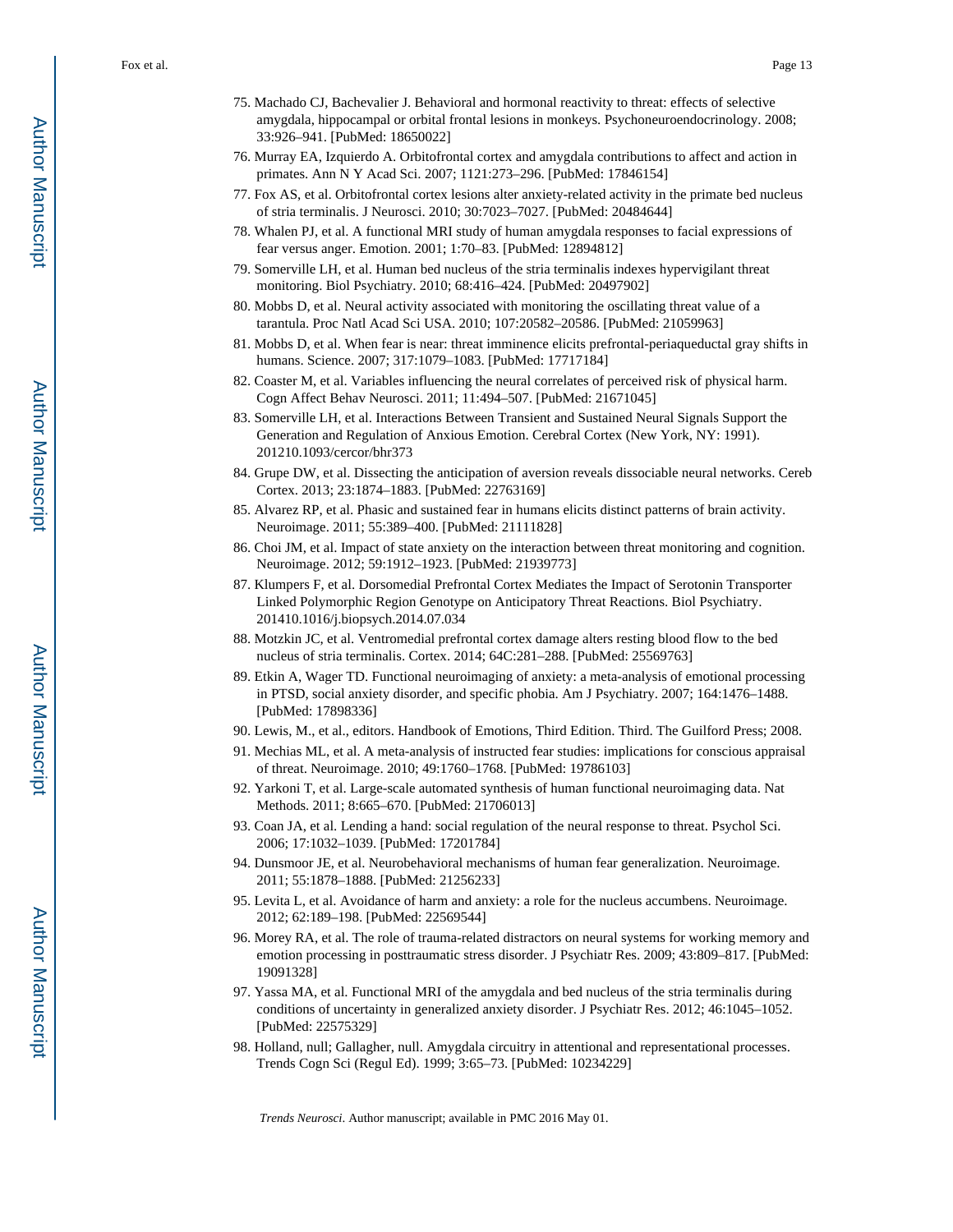75. Machado CJ, Bachevalier J. Behavioral and hormonal reactivity to threat: effects of selective amygdala, hippocampal or orbital frontal lesions in monkeys. Psychoneuroendocrinology. 2008; 33:926–941. [PubMed: 18650022]
76. Murray EA, Izquierdo A. Orbitofrontal cortex and amygdala contributions to affect and action in primates. Ann N Y Acad Sci. 2007; 1121:273–296. [PubMed: 17846154]
77. Fox AS, et al. Orbitofrontal cortex lesions alter anxiety-related activity in the primate bed nucleus of stria terminalis. J Neurosci. 2010; 30:7023–7027. [PubMed: 20484644]
78. Whalen PJ, et al. A functional MRI study of human amygdala responses to facial expressions of fear versus anger. Emotion. 2001; 1:70–83. [PubMed: 12894812]
79. Somerville LH, et al. Human bed nucleus of the stria terminalis indexes hypervigilant threat monitoring. Biol Psychiatry. 2010; 68:416–424. [PubMed: 20497902]
80. Mobbs D, et al. Neural activity associated with monitoring the oscillating threat value of a tarantula. Proc Natl Acad Sci USA. 2010; 107:20582–20586. [PubMed: 21059963]
81. Mobbs D, et al. When fear is near: threat imminence elicits prefrontal-periaqueductal gray shifts in humans. Science. 2007; 317:1079–1083. [PubMed: 17717184]
82. Coaster M, et al. Variables influencing the neural correlates of perceived risk of physical harm. Cogn Affect Behav Neurosci. 2011; 11:494–507. [PubMed: 21671045]
83. Somerville LH, et al. Interactions Between Transient and Sustained Neural Signals Support the Generation and Regulation of Anxious Emotion. Cerebral Cortex (New York, NY: 1991). 201210.1093/cercor/bhr373
84. Grupe DW, et al. Dissecting the anticipation of aversion reveals dissociable neural networks. Cereb Cortex. 2013; 23:1874–1883. [PubMed: 22763169]
85. Alvarez RP, et al. Phasic and sustained fear in humans elicits distinct patterns of brain activity. Neuroimage. 2011; 55:389–400. [PubMed: 21111828]
86. Choi JM, et al. Impact of state anxiety on the interaction between threat monitoring and cognition. Neuroimage. 2012; 59:1912–1923. [PubMed: 21939773]
87. Klumpers F, et al. Dorsomedial Prefrontal Cortex Mediates the Impact of Serotonin Transporter Linked Polymorphic Region Genotype on Anticipatory Threat Reactions. Biol Psychiatry. 201410.1016/j.biopsych.2014.07.034
88. Motzkin JC, et al. Ventromedial prefrontal cortex damage alters resting blood flow to the bed nucleus of stria terminalis. Cortex. 2014; 64C:281–288. [PubMed: 25569763]
89. Etkin A, Wager TD. Functional neuroimaging of anxiety: a meta-analysis of emotional processing in PTSD, social anxiety disorder, and specific phobia. Am J Psychiatry. 2007; 164:1476–1488. [PubMed: 17898336]
90. Lewis, M., et al., editors. Handbook of Emotions, Third Edition. Third. The Guilford Press; 2008.
91. Mechias ML, et al. A meta-analysis of instructed fear studies: implications for conscious appraisal of threat. Neuroimage. 2010; 49:1760–1768. [PubMed: 19786103]
92. Yarkoni T, et al. Large-scale automated synthesis of human functional neuroimaging data. Nat Methods. 2011; 8:665–670. [PubMed: 21706013]
93. Coan JA, et al. Lending a hand: social regulation of the neural response to threat. Psychol Sci. 2006; 17:1032–1039. [PubMed: 17201784]
94. Dunsmoor JE, et al. Neurobehavioral mechanisms of human fear generalization. Neuroimage. 2011; 55:1878–1888. [PubMed: 21256233]
95. Levita L, et al. Avoidance of harm and anxiety: a role for the nucleus accumbens. Neuroimage. 2012; 62:189–198. [PubMed: 22569544]
96. Morey RA, et al. The role of trauma-related distractors on neural systems for working memory and emotion processing in posttraumatic stress disorder. J Psychiatr Res. 2009; 43:809–817. [PubMed: 19091328]
97. Yassa MA, et al. Functional MRI of the amygdala and bed nucleus of the stria terminalis during conditions of uncertainty in generalized anxiety disorder. J Psychiatr Res. 2012; 46:1045–1052. [PubMed: 22575329]
98. Holland, null; Gallagher, null. Amygdala circuitry in attentional and representational processes. Trends Cogn Sci (Regul Ed). 1999; 3:65–73. [PubMed: 10234229]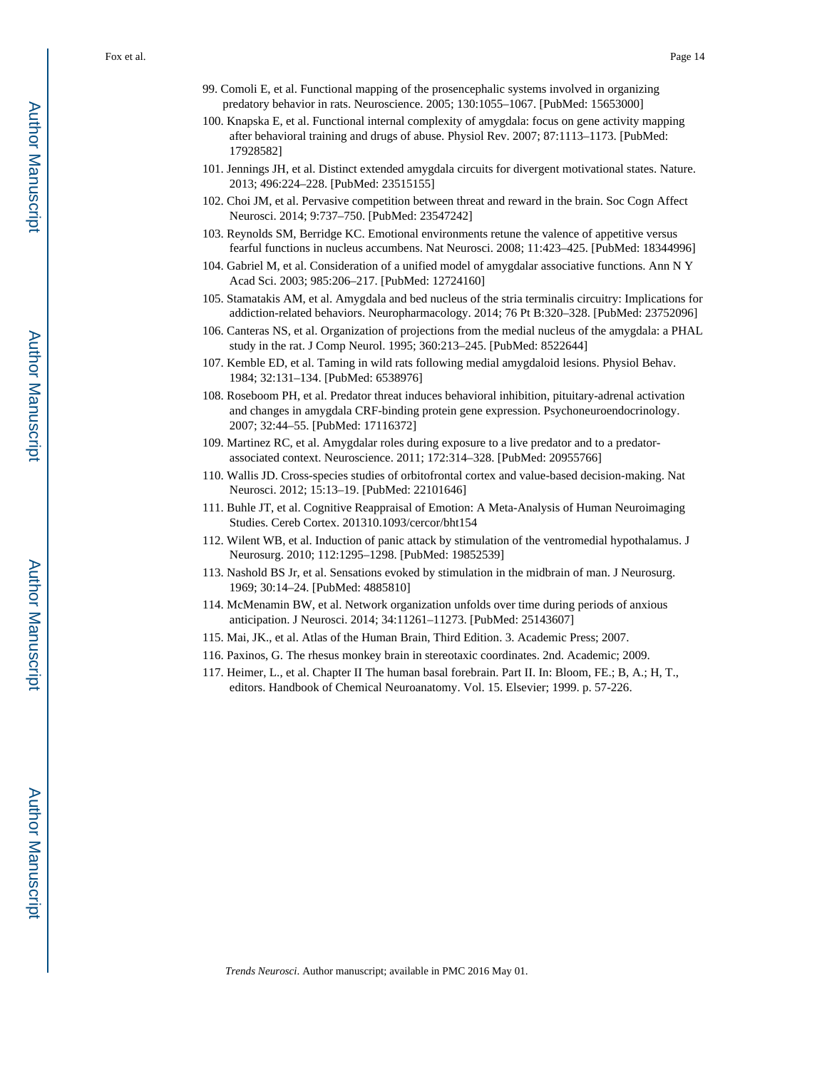99. Comoli E, et al. Functional mapping of the prosencephalic systems involved in organizing predatory behavior in rats. Neuroscience. 2005; 130:1055–1067. [PubMed: 15653000]
100. Knapska E, et al. Functional internal complexity of amygdala: focus on gene activity mapping after behavioral training and drugs of abuse. Physiol Rev. 2007; 87:1113–1173. [PubMed: 17928582]
101. Jennings JH, et al. Distinct extended amygdala circuits for divergent motivational states. Nature. 2013; 496:224–228. [PubMed: 23515155]
102. Choi JM, et al. Pervasive competition between threat and reward in the brain. Soc Cogn Affect Neurosci. 2014; 9:737–750. [PubMed: 23547242]
103. Reynolds SM, Berridge KC. Emotional environments retune the valence of appetitive versus fearful functions in nucleus accumbens. Nat Neurosci. 2008; 11:423–425. [PubMed: 18344996]
104. Gabriel M, et al. Consideration of a unified model of amygdalar associative functions. Ann N Y Acad Sci. 2003; 985:206–217. [PubMed: 12724160]
105. Stamatakis AM, et al. Amygdala and bed nucleus of the stria terminalis circuitry: Implications for addiction-related behaviors. Neuropharmacology. 2014; 76 Pt B:320–328. [PubMed: 23752096]
106. Canteras NS, et al. Organization of projections from the medial nucleus of the amygdala: a PHAL study in the rat. J Comp Neurol. 1995; 360:213–245. [PubMed: 8522644]
107. Kemble ED, et al. Taming in wild rats following medial amygdaloid lesions. Physiol Behav. 1984; 32:131–134. [PubMed: 6538976]
108. Roseboom PH, et al. Predator threat induces behavioral inhibition, pituitary-adrenal activation and changes in amygdala CRF-binding protein gene expression. Psychoneuroendocrinology. 2007; 32:44–55. [PubMed: 17116372]
109. Martinez RC, et al. Amygdalar roles during exposure to a live predator and to a predator-associated context. Neuroscience. 2011; 172:314–328. [PubMed: 20955766]
110. Wallis JD. Cross-species studies of orbitofrontal cortex and value-based decision-making. Nat Neurosci. 2012; 15:13–19. [PubMed: 22101646]
111. Buhle JT, et al. Cognitive Reappraisal of Emotion: A Meta-Analysis of Human Neuroimaging Studies. Cereb Cortex. 201310.1093/cercor/bht154
112. Wilent WB, et al. Induction of panic attack by stimulation of the ventromedial hypothalamus. J Neurosurg. 2010; 112:1295–1298. [PubMed: 19852539]
113. Nashold BS Jr, et al. Sensations evoked by stimulation in the midbrain of man. J Neurosurg. 1969; 30:14–24. [PubMed: 4885810]
114. McMenamin BW, et al. Network organization unfolds over time during periods of anxious anticipation. J Neurosci. 2014; 34:11261–11273. [PubMed: 25143607]
115. Mai, JK., et al. Atlas of the Human Brain, Third Edition. 3. Academic Press; 2007.
116. Paxinos, G. The rhesus monkey brain in stereotaxic coordinates. 2nd. Academic; 2009.
117. Heimer, L., et al. Chapter II The human basal forebrain. Part II. In: Bloom, FE.; B, A.; H, T., editors. Handbook of Chemical Neuroanatomy. Vol. 15. Elsevier; 1999. p. 57-226.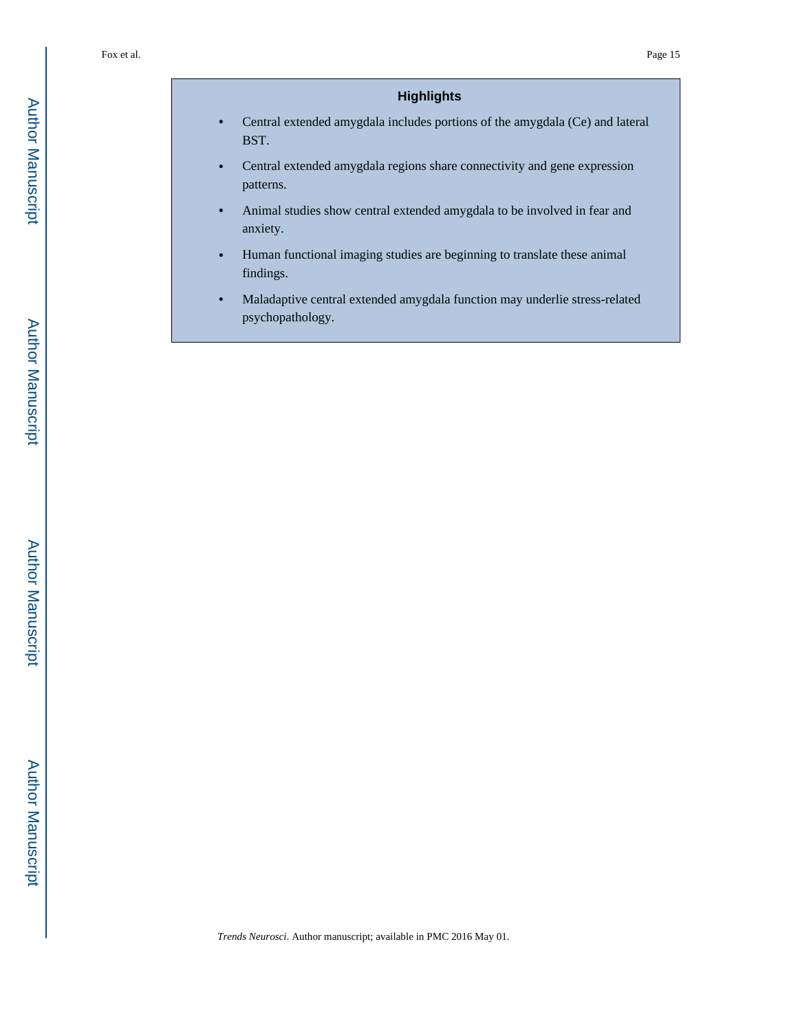## Highlights

- Central extended amygdala includes portions of the amygdala (Ce) and lateral BST.
- Central extended amygdala regions share connectivity and gene expression patterns.
- Animal studies show central extended amygdala to be involved in fear and anxiety.
- Human functional imaging studies are beginning to translate these animal findings.
- Maladaptive central extended amygdala function may underlie stress-related psychopathology.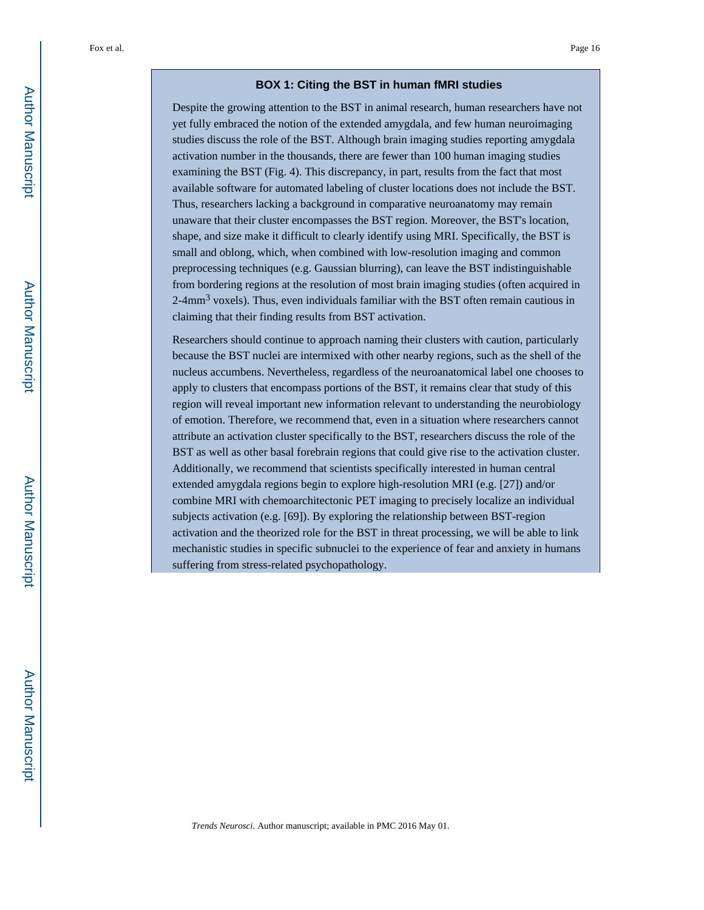### BOX 1: Citing the BST in human fMRI studies

Despite the growing attention to the BST in animal research, human researchers have not yet fully embraced the notion of the extended amygdala, and few human neuroimaging studies discuss the role of the BST. Although brain imaging studies reporting amygdala activation number in the thousands, there are fewer than 100 human imaging studies examining the BST (Fig. 4). This discrepancy, in part, results from the fact that most available software for automated labeling of cluster locations does not include the BST. Thus, researchers lacking a background in comparative neuroanatomy may remain unaware that their cluster encompasses the BST region. Moreover, the BST's location, shape, and size make it difficult to clearly identify using MRI. Specifically, the BST is small and oblong, which, when combined with low-resolution imaging and common preprocessing techniques (e.g. Gaussian blurring), can leave the BST indistinguishable from bordering regions at the resolution of most brain imaging studies (often acquired in 2-4mm$^3$ voxels). Thus, even individuals familiar with the BST often remain cautious in claiming that their finding results from BST activation.

Researchers should continue to approach naming their clusters with caution, particularly because the BST nuclei are intermixed with other nearby regions, such as the shell of the nucleus accumbens. Nevertheless, regardless of the neuroanatomical label one chooses to apply to clusters that encompass portions of the BST, it remains clear that study of this region will reveal important new information relevant to understanding the neurobiology of emotion. Therefore, we recommend that, even in a situation where researchers cannot attribute an activation cluster specifically to the BST, researchers discuss the role of the BST as well as other basal forebrain regions that could give rise to the activation cluster. Additionally, we recommend that scientists specifically interested in human central extended amygdala regions begin to explore high-resolution MRI (e.g. [27]) and/or combine MRI with chemoarchitectonic PET imaging to precisely localize an individual subjects activation (e.g. [69]). By exploring the relationship between BST-region activation and the theorized role for the BST in threat processing, we will be able to link mechanistic studies in specific subnuclei to the experience of fear and anxiety in humans suffering from stress-related psychopathology.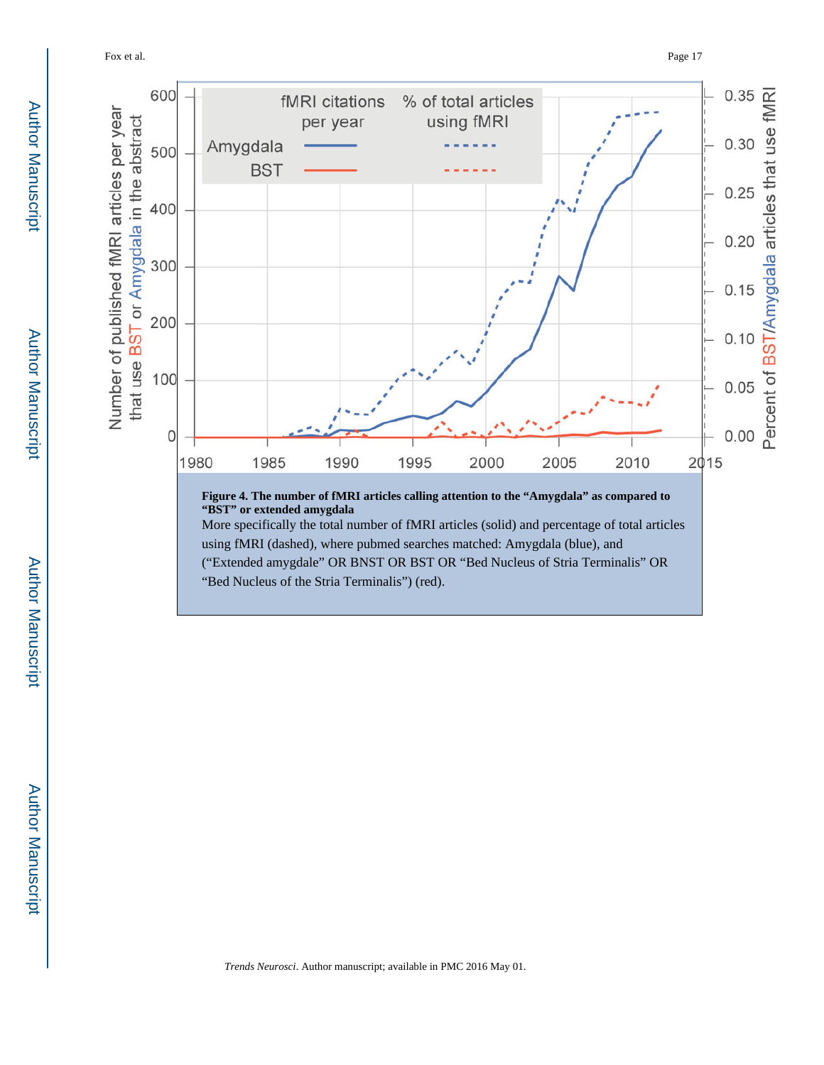**Figure 4. The number of fMRI articles calling attention to the "Amygdala" as compared to "BST" or extended amygdala**

More specifically the total number of fMRI articles (solid) and percentage of total articles using fMRI (dashed), where pubmed searches matched: Amygdala (blue), and ("Extended amygdale" OR BNST OR BST OR "Bed Nucleus of Stria Terminalis" OR "Bed Nucleus of the Stria Terminalis") (red).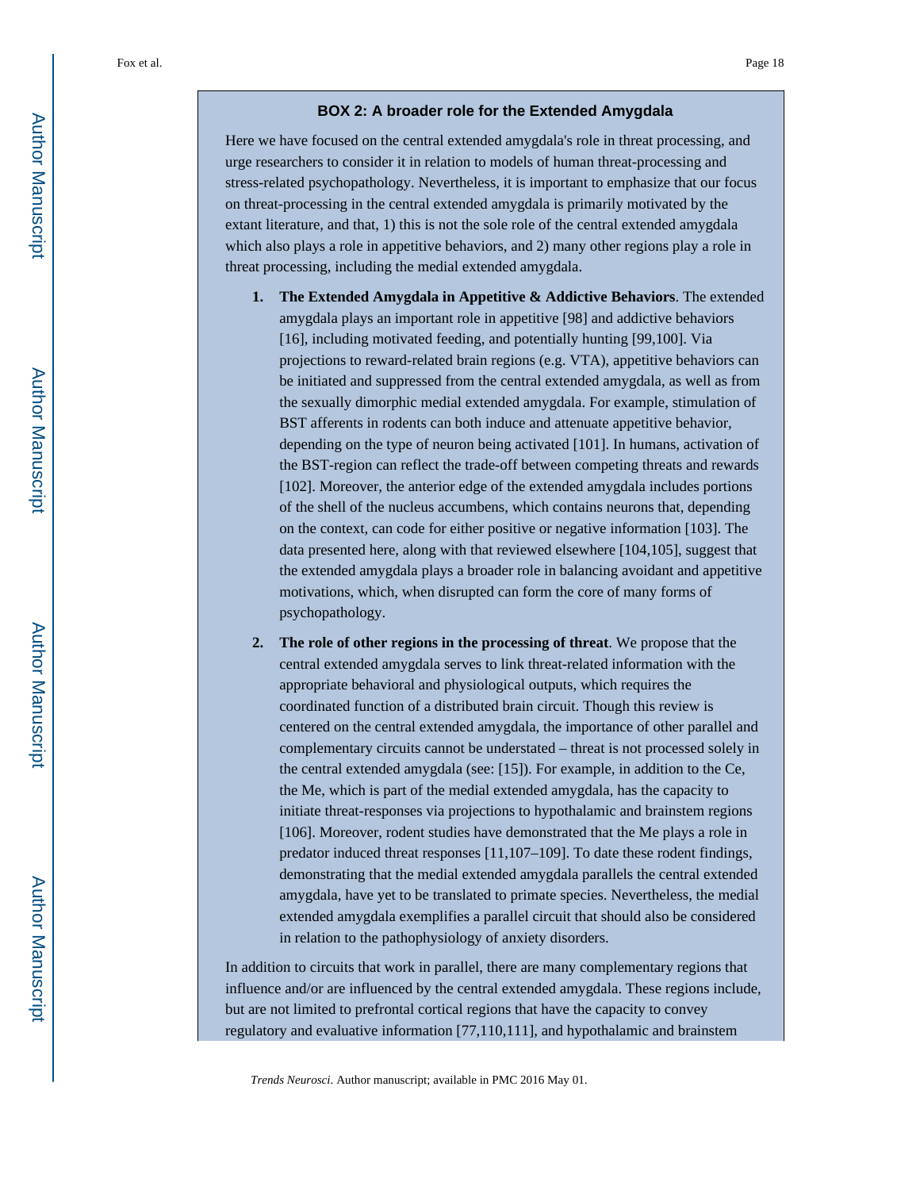### BOX 2: A broader role for the Extended Amygdala

Here we have focused on the central extended amygdala's role in threat processing, and urge researchers to consider it in relation to models of human threat-processing and stress-related psychopathology. Nevertheless, it is important to emphasize that our focus on threat-processing in the central extended amygdala is primarily motivated by the extant literature, and that, 1) this is not the sole role of the central extended amygdala which also plays a role in appetitive behaviors, and 2) many other regions play a role in threat processing, including the medial extended amygdala.

1. **The Extended Amygdala in Appetitive & Addictive Behaviors**. The extended amygdala plays an important role in appetitive [98] and addictive behaviors [16], including motivated feeding, and potentially hunting [99,100]. Via projections to reward-related brain regions (e.g. VTA), appetitive behaviors can be initiated and suppressed from the central extended amygdala, as well as from the sexually dimorphic medial extended amygdala. For example, stimulation of BST afferents in rodents can both induce and attenuate appetitive behavior, depending on the type of neuron being activated [101]. In humans, activation of the BST-region can reflect the trade-off between competing threats and rewards [102]. Moreover, the anterior edge of the extended amygdala includes portions of the shell of the nucleus accumbens, which contains neurons that, depending on the context, can code for either positive or negative information [103]. The data presented here, along with that reviewed elsewhere [104,105], suggest that the extended amygdala plays a broader role in balancing avoidant and appetitive motivations, which, when disrupted can form the core of many forms of psychopathology.

2. **The role of other regions in the processing of threat**. We propose that the central extended amygdala serves to link threat-related information with the appropriate behavioral and physiological outputs, which requires the coordinated function of a distributed brain circuit. Though this review is centered on the central extended amygdala, the importance of other parallel and complementary circuits cannot be understated – threat is not processed solely in the central extended amygdala (see: [15]). For example, in addition to the Ce, the Me, which is part of the medial extended amygdala, has the capacity to initiate threat-responses via projections to hypothalamic and brainstem regions [106]. Moreover, rodent studies have demonstrated that the Me plays a role in predator induced threat responses [11,107–109]. To date these rodent findings, demonstrating that the medial extended amygdala parallels the central extended amygdala, have yet to be translated to primate species. Nevertheless, the medial extended amygdala exemplifies a parallel circuit that should also be considered in relation to the pathophysiology of anxiety disorders.

In addition to circuits that work in parallel, there are many complementary regions that influence and/or are influenced by the central extended amygdala. These regions include, but are not limited to prefrontal cortical regions that have the capacity to convey regulatory and evaluative information [77,110,111], and hypothalamic and brainstem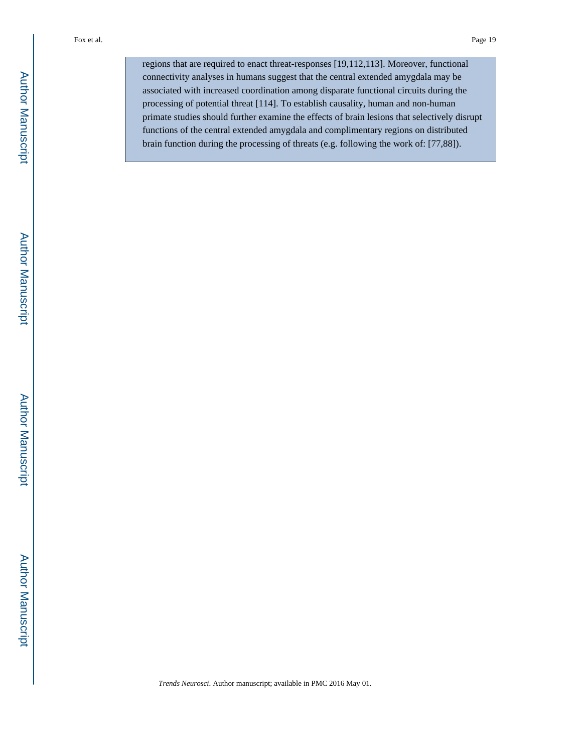regions that are required to enact threat-responses [19,112,113]. Moreover, functional connectivity analyses in humans suggest that the central extended amygdala may be associated with increased coordination among disparate functional circuits during the processing of potential threat [114]. To establish causality, human and non-human primate studies should further examine the effects of brain lesions that selectively disrupt functions of the central extended amygdala and complimentary regions on distributed brain function during the processing of threats (e.g. following the work of: [77,88]).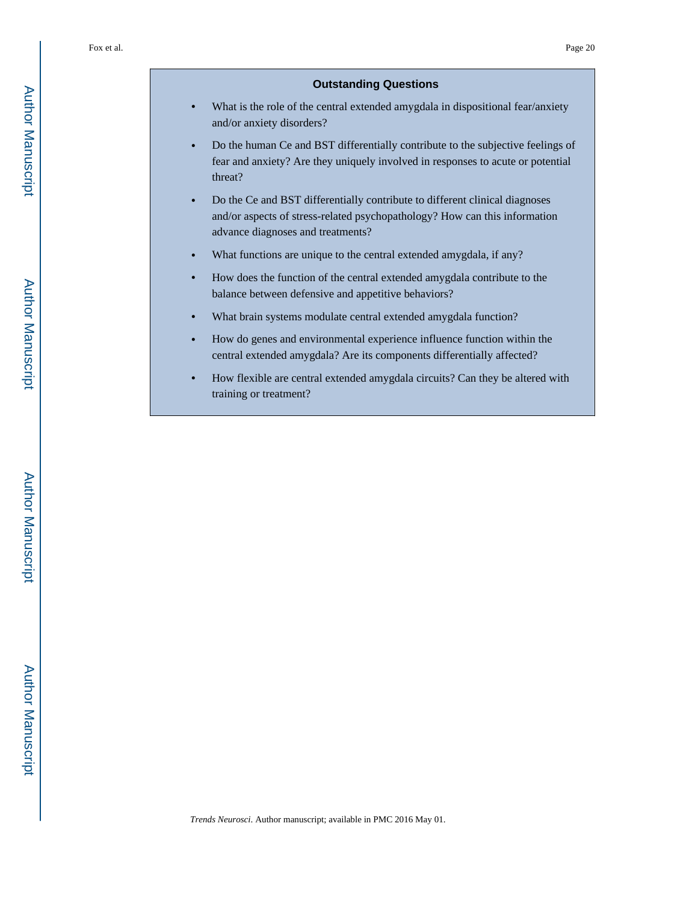## Outstanding Questions

- What is the role of the central extended amygdala in dispositional fear/anxiety and/or anxiety disorders?
- Do the human Ce and BST differentially contribute to the subjective feelings of fear and anxiety? Are they uniquely involved in responses to acute or potential threat?
- Do the Ce and BST differentially contribute to different clinical diagnoses and/or aspects of stress-related psychopathology? How can this information advance diagnoses and treatments?
- What functions are unique to the central extended amygdala, if any?
- How does the function of the central extended amygdala contribute to the balance between defensive and appetitive behaviors?
- What brain systems modulate central extended amygdala function?
- How do genes and environmental experience influence function within the central extended amygdala? Are its components differentially affected?
- How flexible are central extended amygdala circuits? Can they be altered with training or treatment?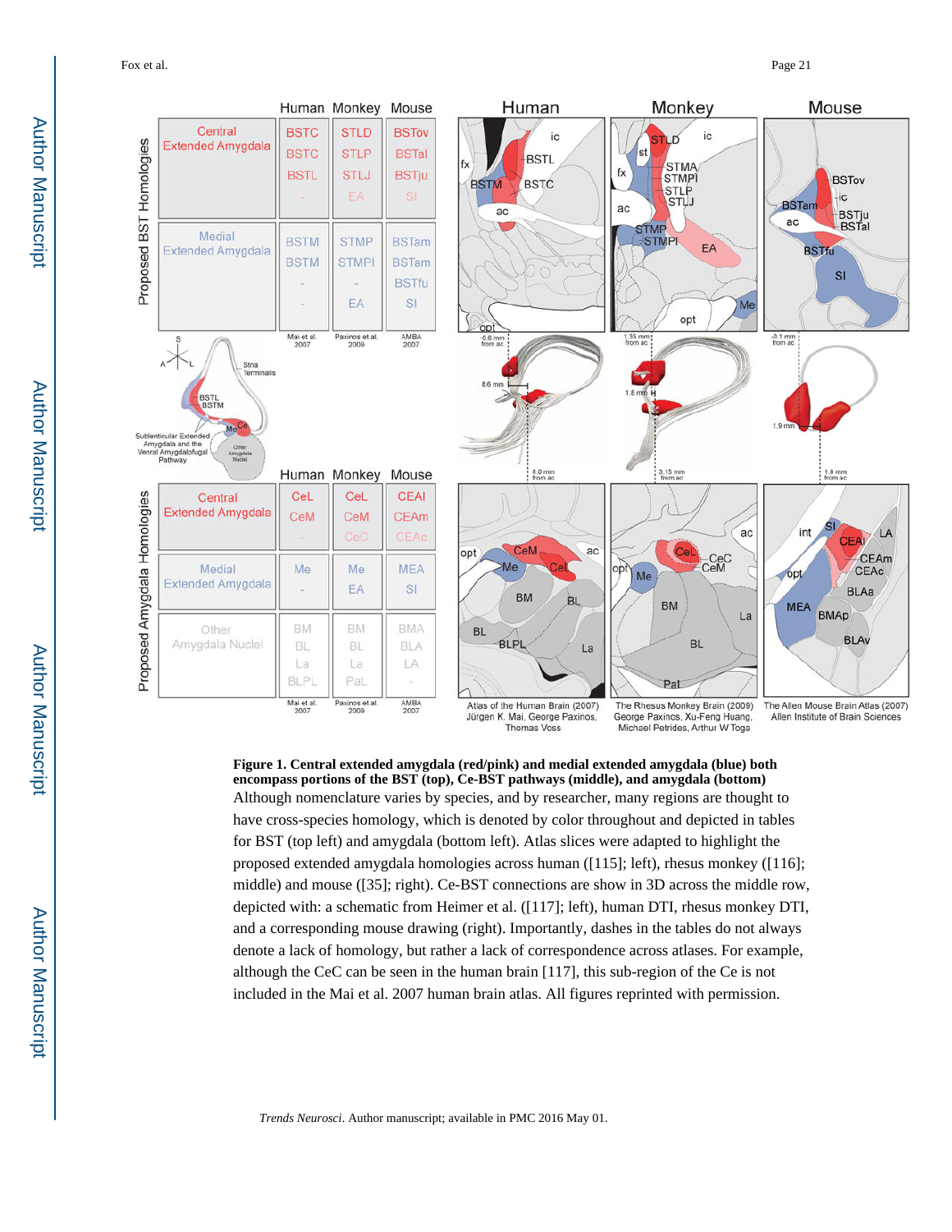**Figure 1. Central extended amygdala (red/pink) and medial extended amygdala (blue) both encompass portions of the BST (top), Ce-BST pathways (middle), and amygdala (bottom)**

Although nomenclature varies by species, and by researcher, many regions are thought to have cross-species homology, which is denoted by color throughout and depicted in tables for BST (top left) and amygdala (bottom left). Atlas slices were adapted to highlight the proposed extended amygdala homologies across human ([115]; left), rhesus monkey ([116]; middle) and mouse ([35]; right). Ce-BST connections are show in 3D across the middle row, depicted with: a schematic from Heimer et al. ([117]; left), human DTI, rhesus monkey DTI, and a corresponding mouse drawing (right). Importantly, dashes in the tables do not always denote a lack of homology, but rather a lack of correspondence across atlases. For example, although the CeC can be seen in the human brain [117], this sub-region of the Ce is not included in the Mai et al. 2007 human brain atlas. All figures reprinted with permission.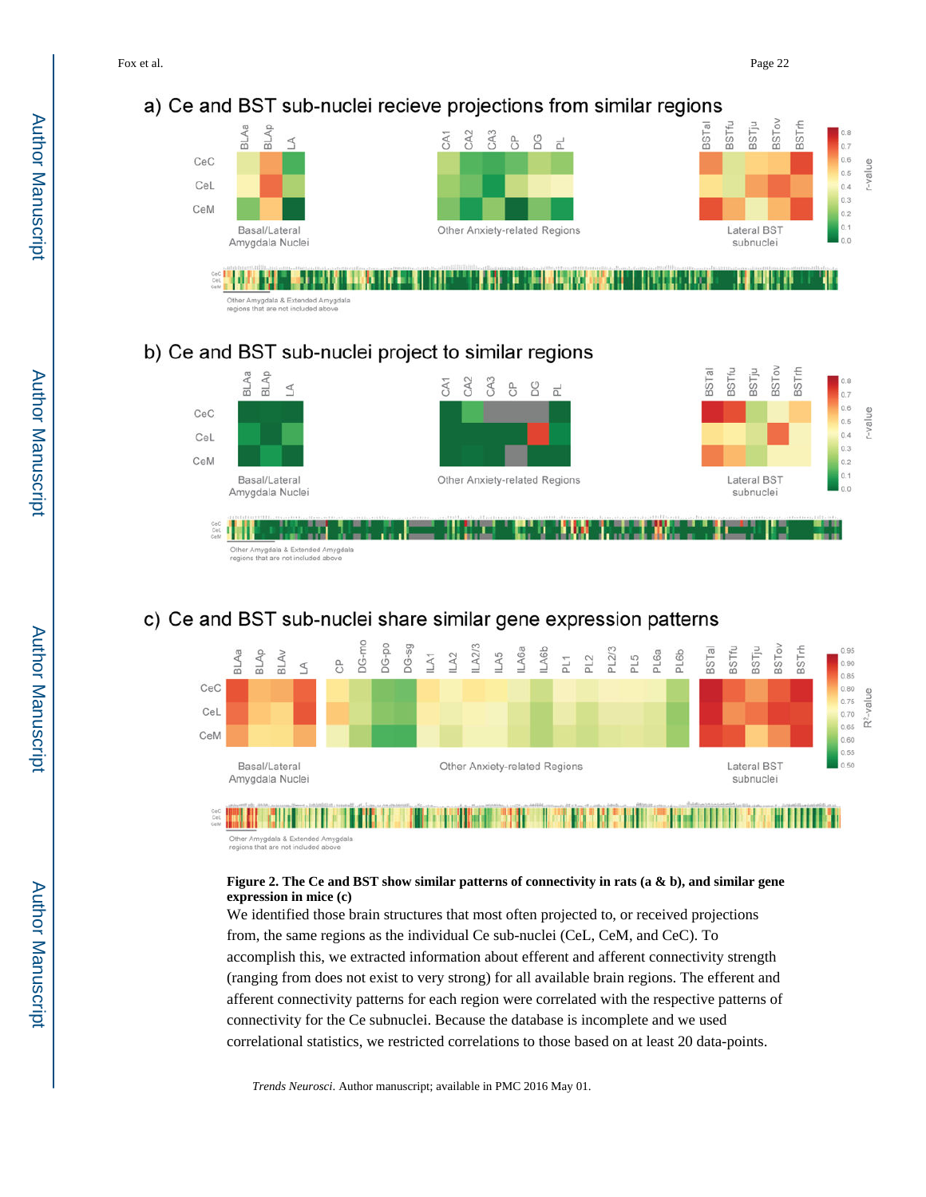a) Ce and BST sub-nuclei recieve projections from similar regions

b) Ce and BST sub-nuclei project to similar regions

c) Ce and BST sub-nuclei share similar gene expression patterns

**Figure 2. The Ce and BST show similar patterns of connectivity in rats (a & b), and similar gene expression in mice (c)**

We identified those brain structures that most often projected to, or received projections from, the same regions as the individual Ce sub-nuclei (CeL, CeM, and CeC). To accomplish this, we extracted information about efferent and afferent connectivity strength (ranging from does not exist to very strong) for all available brain regions. The efferent and afferent connectivity patterns for each region were correlated with the respective patterns of connectivity for the Ce subnuclei. Because the database is incomplete and we used correlational statistics, we restricted correlations to those based on at least 20 data-points.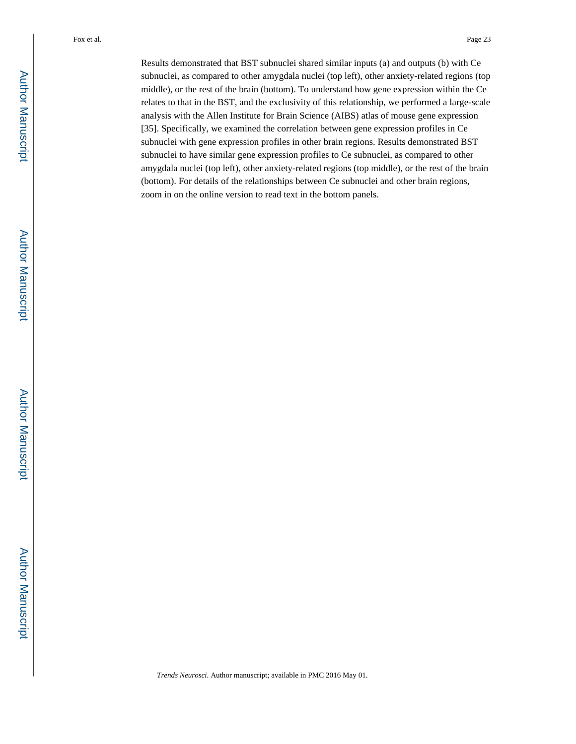Results demonstrated that BST subnuclei shared similar inputs (a) and outputs (b) with Ce subnuclei, as compared to other amygdala nuclei (top left), other anxiety-related regions (top middle), or the rest of the brain (bottom). To understand how gene expression within the Ce relates to that in the BST, and the exclusivity of this relationship, we performed a large-scale analysis with the Allen Institute for Brain Science (AIBS) atlas of mouse gene expression [35]. Specifically, we examined the correlation between gene expression profiles in Ce subnuclei with gene expression profiles in other brain regions. Results demonstrated BST subnuclei to have similar gene expression profiles to Ce subnuclei, as compared to other amygdala nuclei (top left), other anxiety-related regions (top middle), or the rest of the brain (bottom). For details of the relationships between Ce subnuclei and other brain regions, zoom in on the online version to read text in the bottom panels.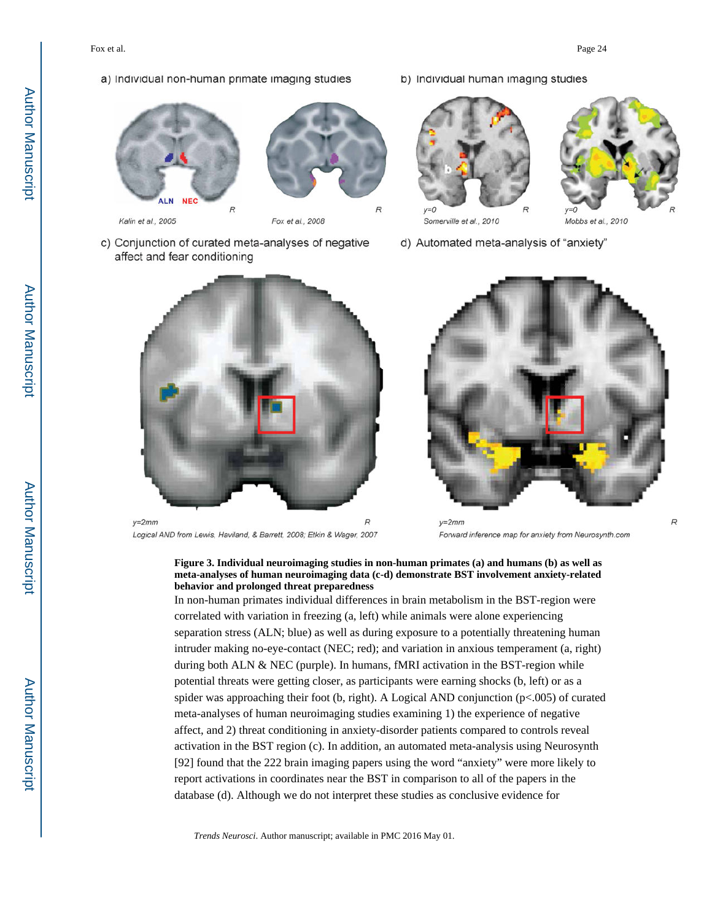a) Individual non-human primate imaging studies

b) Individual human imaging studies

c) Conjunction of curated meta-analyses of negative affect and fear conditioning

d) Automated meta-analysis of "anxiety"

**Figure 3. Individual neuroimaging studies in non-human primates (a) and humans (b) as well as meta-analyses of human neuroimaging data (c-d) demonstrate BST involvement anxiety-related behavior and prolonged threat preparedness**

In non-human primates individual differences in brain metabolism in the BST-region were correlated with variation in freezing (a, left) while animals were alone experiencing separation stress (ALN; blue) as well as during exposure to a potentially threatening human intruder making no-eye-contact (NEC; red); and variation in anxious temperament (a, right) during both ALN & NEC (purple). In humans, fMRI activation in the BST-region while potential threats were getting closer, as participants were earning shocks (b, left) or as a spider was approaching their foot (b, right). A Logical AND conjunction ($p<.005$) of curated meta-analyses of human neuroimaging studies examining 1) the experience of negative affect, and 2) threat conditioning in anxiety-disorder patients compared to controls reveal activation in the BST region (c). In addition, an automated meta-analysis using Neurosynth [92] found that the 222 brain imaging papers using the word "anxiety" were more likely to report activations in coordinates near the BST in comparison to all of the papers in the database (d). Although we do not interpret these studies as conclusive evidence for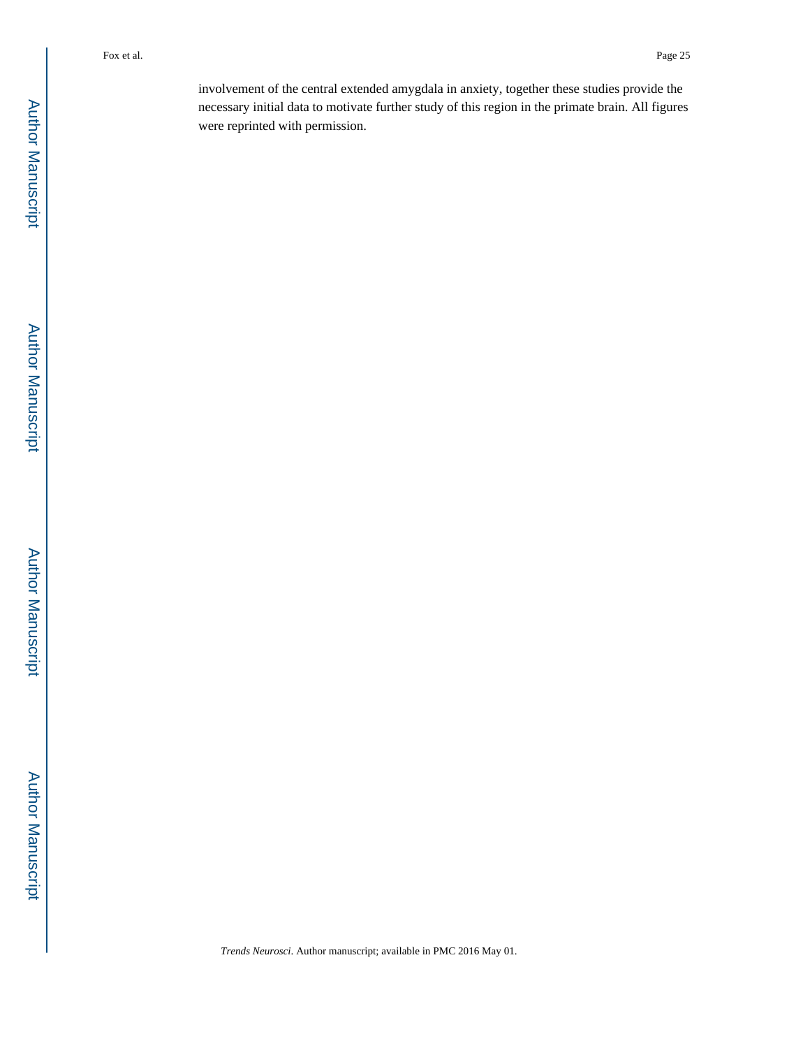involvement of the central extended amygdala in anxiety, together these studies provide the necessary initial data to motivate further study of this region in the primate brain. All figures were reprinted with permission.